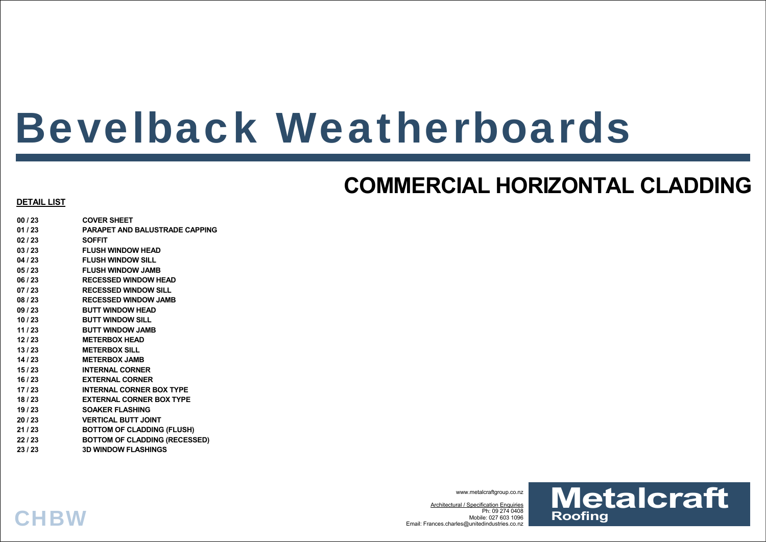# Bevelback Weatherboards

## COMMERCIAL HORIZONTAL CLADDING

**DETAIL LIST**

| | |
|---|---|
| **00 / 23** | **COVER SHEET** |
| **01 / 23** | **PARAPET AND BALUSTRADE CAPPING** |
| **02 / 23** | **SOFFIT** |
| **03 / 23** | **FLUSH WINDOW HEAD** |
| **04 / 23** | **FLUSH WINDOW SILL** |
| **05 / 23** | **FLUSH WINDOW JAMB** |
| **06 / 23** | **RECESSED WINDOW HEAD** |
| **07 / 23** | **RECESSED WINDOW SILL** |
| **08 / 23** | **RECESSED WINDOW JAMB** |
| **09 / 23** | **BUTT WINDOW HEAD** |
| **10 / 23** | **BUTT WINDOW SILL** |
| **11 / 23** | **BUTT WINDOW JAMB** |
| **12 / 23** | **METERBOX HEAD** |
| **13 / 23** | **METERBOX SILL** |
| **14 / 23** | **METERBOX JAMB** |
| **15 / 23** | **INTERNAL CORNER** |
| **16 / 23** | **EXTERNAL CORNER** |
| **17 / 23** | **INTERNAL CORNER BOX TYPE** |
| **18 / 23** | **EXTERNAL CORNER BOX TYPE** |
| **19 / 23** | **SOAKER FLASHING** |
| **20 / 23** | **VERTICAL BUTT JOINT** |
| **21 / 23** | **BOTTOM OF CLADDING (FLUSH)** |
| **22 / 23** | **BOTTOM OF CLADDING (RECESSED)** |
| **23 / 23** | **3D WINDOW FLASHINGS** |

**CHBW**

www.metalcraftgroup.co.nz

Architectural / Specification Enquiries
Ph: 09 274 0408
Mobile: 027 603 1096
Email: Frances.charles@unitedindustries.co.nz

**Metalcraft Roofing**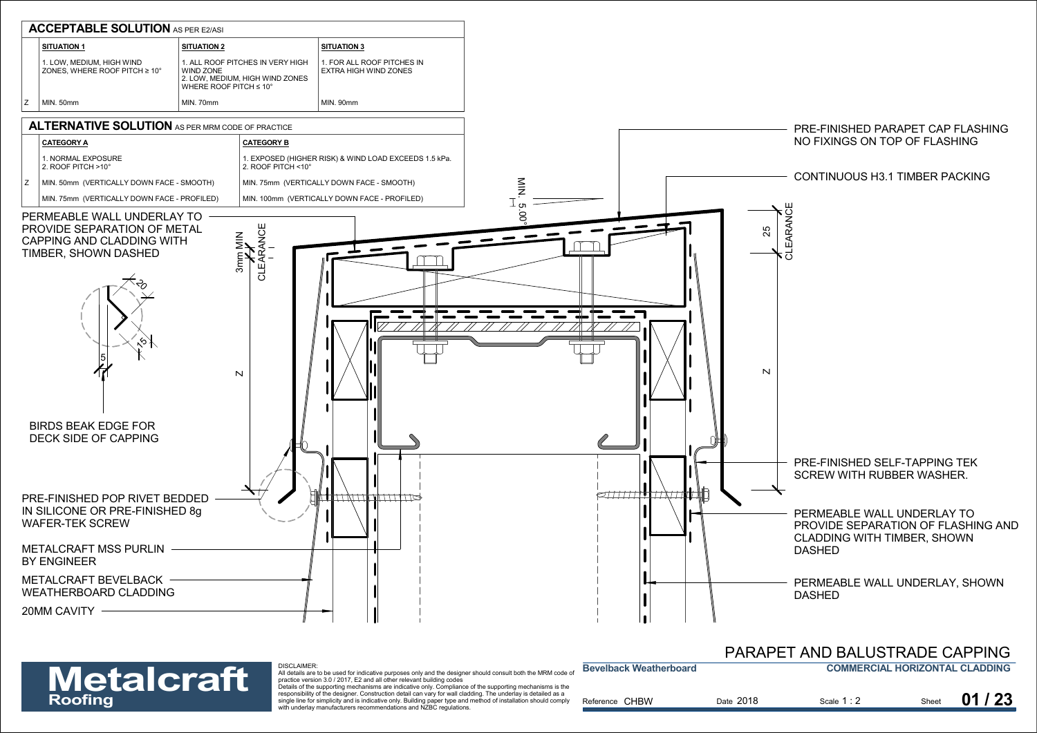## ACCEPTABLE SOLUTION AS PER E2/ASI

| | SITUATION 1 | SITUATION 2 | SITUATION 3 |
|---|---|---|---|
| | 1. LOW, MEDIUM, HIGH WIND ZONES, WHERE ROOF PITCH ≥ 10° | 1. ALL ROOF PITCHES IN VERY HIGH WIND ZONE<br>2. LOW, MEDIUM, HIGH WIND ZONES WHERE ROOF PITCH ≤ 10° | 1. FOR ALL ROOF PITCHES IN EXTRA HIGH WIND ZONES |
| Z | MIN. 50mm | MIN. 70mm | MIN. 90mm |

## ALTERNATIVE SOLUTION AS PER MRM CODE OF PRACTICE

| | CATEGORY A | CATEGORY B |
|---|---|---|
| | 1. NORMAL EXPOSURE<br>2. ROOF PITCH >10° | 1. EXPOSED (HIGHER RISK) & WIND LOAD EXCEEDS 1.5 kPa.<br>2. ROOF PITCH <10° |
| Z | MIN. 50mm (VERTICALLY DOWN FACE - SMOOTH) | MIN. 75mm (VERTICALLY DOWN FACE - SMOOTH) |
| | MIN. 75mm (VERTICALLY DOWN FACE - PROFILED) | MIN. 100mm (VERTICALLY DOWN FACE - PROFILED) |

PERMEABLE WALL UNDERLAY TO PROVIDE SEPARATION OF METAL CAPPING AND CLADDING WITH TIMBER, SHOWN DASHED

3mm MIN CLEARANCE

MIN. 5.00°

25 CLEARANCE

20

15

5

Z

Z

BIRDS BEAK EDGE FOR DECK SIDE OF CAPPING

PRE-FINISHED POP RIVET BEDDED IN SILICONE OR PRE-FINISHED 8g WAFER-TEK SCREW

METALCRAFT MSS PURLIN BY ENGINEER

METALCRAFT BEVELBACK WEATHERBOARD CLADDING

20MM CAVITY

PRE-FINISHED PARAPET CAP FLASHING NO FIXINGS ON TOP OF FLASHING

CONTINUOUS H3.1 TIMBER PACKING

PRE-FINISHED SELF-TAPPING TEK SCREW WITH RUBBER WASHER.

PERMEABLE WALL UNDERLAY TO PROVIDE SEPARATION OF FLASHING AND CLADDING WITH TIMBER, SHOWN DASHED

PERMEABLE WALL UNDERLAY, SHOWN DASHED

# PARAPET AND BALUSTRADE CAPPING

**Metalcraft Roofing**

DISCLAIMER:
All details are to be used for indicative purposes only and the designer should consult both the MRM code of practice version 3.0 / 2017, E2 and all other relevant building codes
Details of the supporting mechanisms are indicative only. Compliance of the supporting mechanisms is the responsibility of the designer. Construction detail can vary for wall cladding. The underlay is detailed as a single line for simplicity and is indicative only. Building paper type and method of installation should comply with underlay manufacturers recommendations and NZBC regulations.

**Bevelback Weatherboard** | **COMMERCIAL HORIZONTAL CLADDING**

Reference CHBW | Date 2018 | Scale 1 : 2 | Sheet **01 / 23**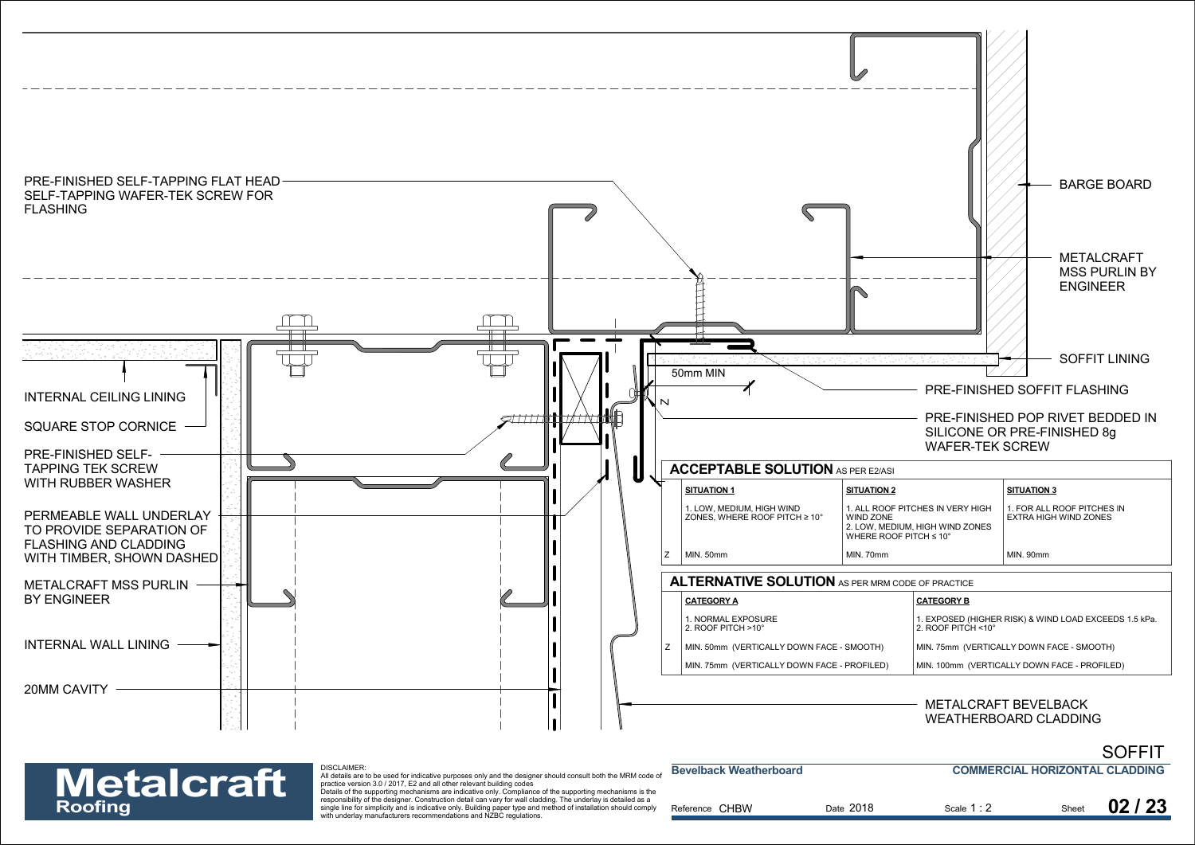PRE-FINISHED SELF-TAPPING FLAT HEAD SELF-TAPPING WAFER-TEK SCREW FOR FLASHING

BARGE BOARD

METALCRAFT MSS PURLIN BY ENGINEER

SOFFIT LINING

50mm MIN

PRE-FINISHED SOFFIT FLASHING

PRE-FINISHED POP RIVET BEDDED IN SILICONE OR PRE-FINISHED 8g WAFER-TEK SCREW

Z

INTERNAL CEILING LINING

SQUARE STOP CORNICE

PRE-FINISHED SELF-TAPPING TEK SCREW WITH RUBBER WASHER

PERMEABLE WALL UNDERLAY TO PROVIDE SEPARATION OF FLASHING AND CLADDING WITH TIMBER, SHOWN DASHED

METALCRAFT MSS PURLIN BY ENGINEER

INTERNAL WALL LINING

20MM CAVITY

**ACCEPTABLE SOLUTION** AS PER E2/ASI

| | SITUATION 1 | SITUATION 2 | SITUATION 3 |
|---|---|---|---|
| | 1. LOW, MEDIUM, HIGH WIND ZONES, WHERE ROOF PITCH ≥ 10° | 1. ALL ROOF PITCHES IN VERY HIGH WIND ZONE<br>2. LOW, MEDIUM, HIGH WIND ZONES WHERE ROOF PITCH ≤ 10° | 1. FOR ALL ROOF PITCHES IN EXTRA HIGH WIND ZONES |
| Z | MIN. 50mm | MIN. 70mm | MIN. 90mm |

**ALTERNATIVE SOLUTION** AS PER MRM CODE OF PRACTICE

| | CATEGORY A | CATEGORY B |
|---|---|---|
| | 1. NORMAL EXPOSURE<br>2. ROOF PITCH >10° | 1. EXPOSED (HIGHER RISK) & WIND LOAD EXCEEDS 1.5 kPa.<br>2. ROOF PITCH <10° |
| Z | MIN. 50mm (VERTICALLY DOWN FACE - SMOOTH) | MIN. 75mm (VERTICALLY DOWN FACE - SMOOTH) |
| | MIN. 75mm (VERTICALLY DOWN FACE - PROFILED) | MIN. 100mm (VERTICALLY DOWN FACE - PROFILED) |

METALCRAFT BEVELBACK WEATHERBOARD CLADDING

SOFFIT

DISCLAIMER:
All details are to be used for indicative purposes only and the designer should consult both the MRM code of practice version 3.0 / 2017, E2 and all other relevant building codes
Details of the supporting mechanisms are indicative only. Compliance of the supporting mechanisms is the responsibility of the designer. Construction detail can vary for wall cladding. The underlay is detailed as a single line for simplicity and is indicative only. Building paper type and method of installation should comply with underlay manufacturers recommendations and NZBC regulations.

Bevelback Weatherboard — COMMERCIAL HORIZONTAL CLADDING

Reference CHBW | Date 2018 | Scale 1 : 2 | Sheet 02 / 23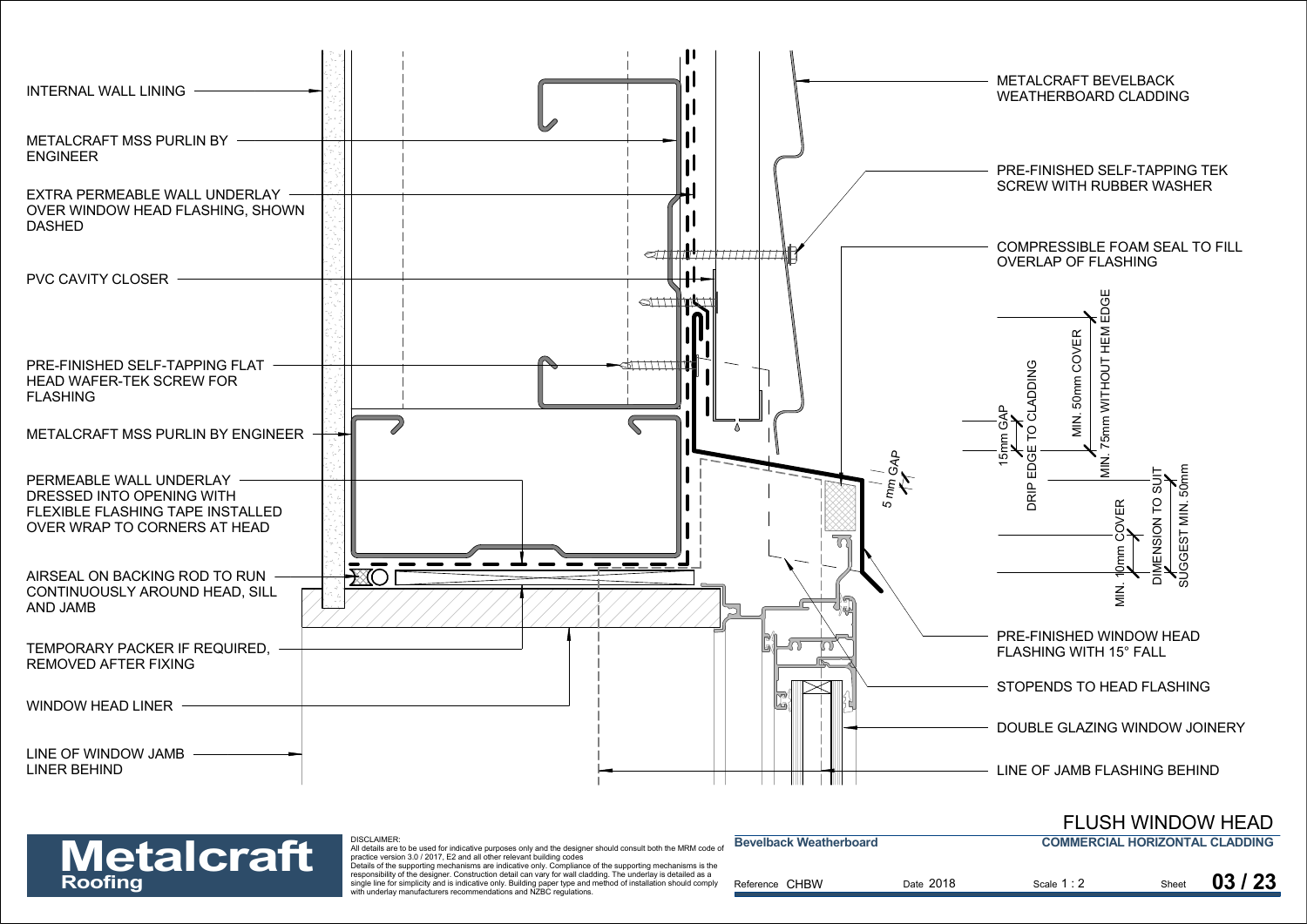INTERNAL WALL LINING

METALCRAFT MSS PURLIN BY ENGINEER

EXTRA PERMEABLE WALL UNDERLAY OVER WINDOW HEAD FLASHING, SHOWN DASHED

PVC CAVITY CLOSER

PRE-FINISHED SELF-TAPPING FLAT HEAD WAFER-TEK SCREW FOR FLASHING

METALCRAFT MSS PURLIN BY ENGINEER

PERMEABLE WALL UNDERLAY DRESSED INTO OPENING WITH FLEXIBLE FLASHING TAPE INSTALLED OVER WRAP TO CORNERS AT HEAD

AIRSEAL ON BACKING ROD TO RUN CONTINUOUSLY AROUND HEAD, SILL AND JAMB

TEMPORARY PACKER IF REQUIRED, REMOVED AFTER FIXING

WINDOW HEAD LINER

LINE OF WINDOW JAMB LINER BEHIND

METALCRAFT BEVELBACK WEATHERBOARD CLADDING

PRE-FINISHED SELF-TAPPING TEK SCREW WITH RUBBER WASHER

COMPRESSIBLE FOAM SEAL TO FILL OVERLAP OF FLASHING

5 mm GAP

15mm GAP

DRIP EDGE TO CLADDING

MIN. 50mm COVER

MIN. 75mm WITHOUT HEM EDGE

MIN. 10mm COVER

DIMENSION TO SUIT

SUGGEST MIN. 50mm

PRE-FINISHED WINDOW HEAD FLASHING WITH 15° FALL

STOPENDS TO HEAD FLASHING

DOUBLE GLAZING WINDOW JOINERY

LINE OF JAMB FLASHING BEHIND

# FLUSH WINDOW HEAD

**Metalcraft** Roofing

DISCLAIMER:
All details are to be used for indicative purposes only and the designer should consult both the MRM code of practice version 3.0 / 2017, E2 and all other relevant building codes
Details of the supporting mechanisms are indicative only. Compliance of the supporting mechanisms is the responsibility of the designer. Construction detail can vary for wall cladding. The underlay is detailed as a single line for simplicity and is indicative only. Building paper type and method of installation should comply with underlay manufacturers recommendations and NZBC regulations.

| **Bevelback Weatherboard** | | **COMMERCIAL HORIZONTAL CLADDING** | |
|---|---|---|---|
| Reference CHBW | Date 2018 | Scale 1 : 2 | Sheet **03 / 23** |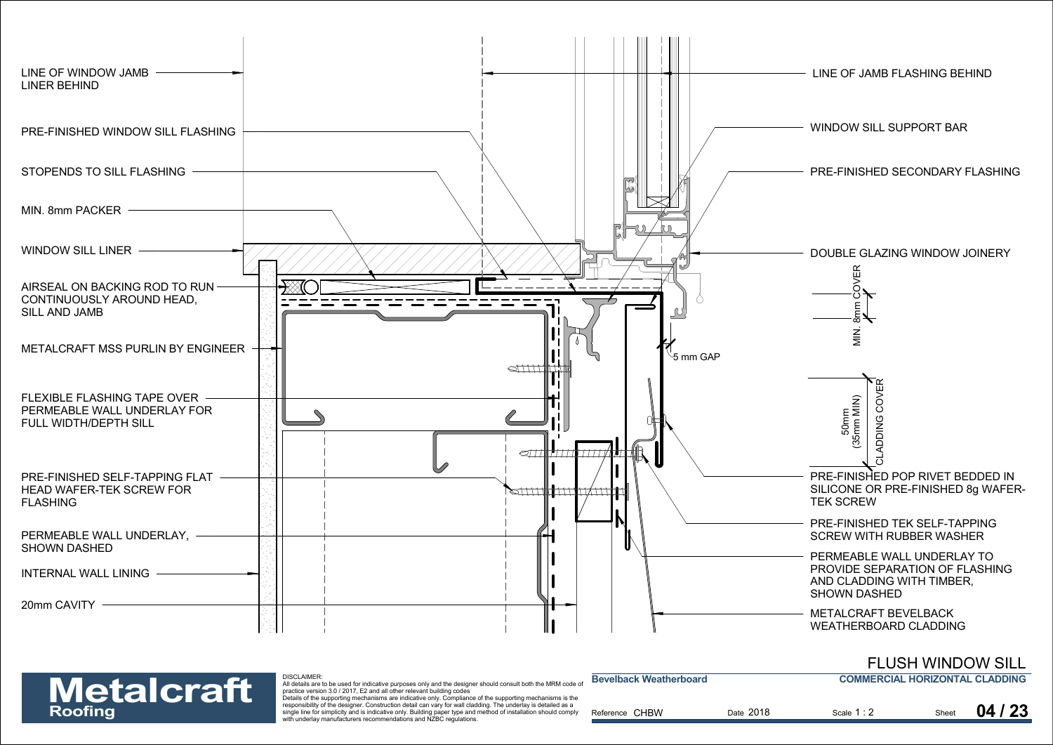LINE OF WINDOW JAMB LINER BEHIND

PRE-FINISHED WINDOW SILL FLASHING

STOPENDS TO SILL FLASHING

MIN. 8mm PACKER

WINDOW SILL LINER

AIRSEAL ON BACKING ROD TO RUN CONTINUOUSLY AROUND HEAD, SILL AND JAMB

METALCRAFT MSS PURLIN BY ENGINEER

FLEXIBLE FLASHING TAPE OVER PERMEABLE WALL UNDERLAY FOR FULL WIDTH/DEPTH SILL

PRE-FINISHED SELF-TAPPING FLAT HEAD WAFER-TEK SCREW FOR FLASHING

PERMEABLE WALL UNDERLAY, SHOWN DASHED

INTERNAL WALL LINING

20mm CAVITY

LINE OF JAMB FLASHING BEHIND

WINDOW SILL SUPPORT BAR

PRE-FINISHED SECONDARY FLASHING

DOUBLE GLAZING WINDOW JOINERY

MIN. 8mm COVER

5 mm GAP

50mm (35mm MIN) CLADDING COVER

PRE-FINISHED POP RIVET BEDDED IN SILICONE OR PRE-FINISHED 8g WAFER-TEK SCREW

PRE-FINISHED TEK SELF-TAPPING SCREW WITH RUBBER WASHER

PERMEABLE WALL UNDERLAY TO PROVIDE SEPARATION OF FLASHING AND CLADDING WITH TIMBER, SHOWN DASHED

METALCRAFT BEVELBACK WEATHERBOARD CLADDING

**Metalcraft Roofing**

DISCLAIMER:
All details are to be used for indicative purposes only and the designer should consult both the MRM code of practice version 3.0 / 2017, E2 and all other relevant building codes
Details of the supporting mechanisms are indicative only. Compliance of the supporting mechanisms is the responsibility of the designer. Construction detail can vary for wall cladding. The underlay is detailed as a single line for simplicity and is indicative only. Building paper type and method of installation should comply with underlay manufacturers recommendations and NZBC regulations.

# FLUSH WINDOW SILL

**Bevelback Weatherboard** — **COMMERCIAL HORIZONTAL CLADDING**

Reference CHBW | Date 2018 | Scale 1 : 2 | Sheet **04 / 23**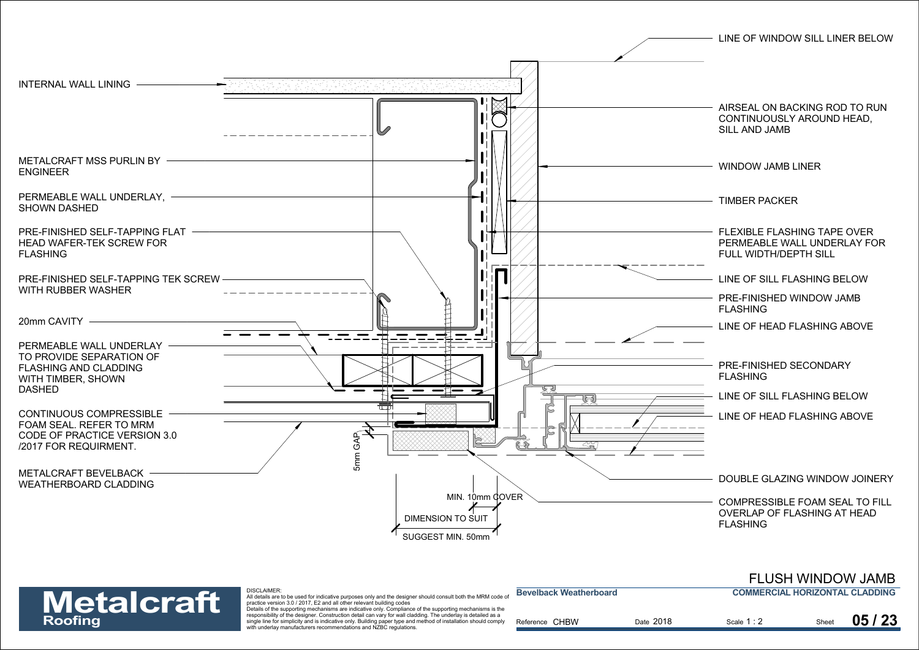INTERNAL WALL LINING

METALCRAFT MSS PURLIN BY ENGINEER

PERMEABLE WALL UNDERLAY, SHOWN DASHED

PRE-FINISHED SELF-TAPPING FLAT HEAD WAFER-TEK SCREW FOR FLASHING

PRE-FINISHED SELF-TAPPING TEK SCREW WITH RUBBER WASHER

20mm CAVITY

PERMEABLE WALL UNDERLAY TO PROVIDE SEPARATION OF FLASHING AND CLADDING WITH TIMBER, SHOWN DASHED

CONTINUOUS COMPRESSIBLE FOAM SEAL. REFER TO MRM CODE OF PRACTICE VERSION 3.0 /2017 FOR REQUIRMENT.

METALCRAFT BEVELBACK WEATHERBOARD CLADDING

5mm GAP

MIN. 10mm COVER

DIMENSION TO SUIT

SUGGEST MIN. 50mm

LINE OF WINDOW SILL LINER BELOW

AIRSEAL ON BACKING ROD TO RUN CONTINUOUSLY AROUND HEAD, SILL AND JAMB

WINDOW JAMB LINER

TIMBER PACKER

FLEXIBLE FLASHING TAPE OVER PERMEABLE WALL UNDERLAY FOR FULL WIDTH/DEPTH SILL

LINE OF SILL FLASHING BELOW

PRE-FINISHED WINDOW JAMB FLASHING

LINE OF HEAD FLASHING ABOVE

PRE-FINISHED SECONDARY FLASHING

LINE OF SILL FLASHING BELOW

LINE OF HEAD FLASHING ABOVE

DOUBLE GLAZING WINDOW JOINERY

COMPRESSIBLE FOAM SEAL TO FILL OVERLAP OF FLASHING AT HEAD FLASHING

# FLUSH WINDOW JAMB

**Metalcraft Roofing**

DISCLAIMER:
All details are to be used for indicative purposes only and the designer should consult both the MRM code of practice version 3.0 / 2017, E2 and all other relevant building codes
Details of the supporting mechanisms are indicative only. Compliance of the supporting mechanisms is the responsibility of the designer. Construction detail can vary for wall cladding. The underlay is detailed as a single line for simplicity and is indicative only. Building paper type and method of installation should comply with underlay manufacturers recommendations and NZBC regulations.

| **Bevelback Weatherboard** | | **COMMERCIAL HORIZONTAL CLADDING** | |
|---|---|---|---|
| Reference CHBW | Date 2018 | Scale 1 : 2 | Sheet **05 / 23** |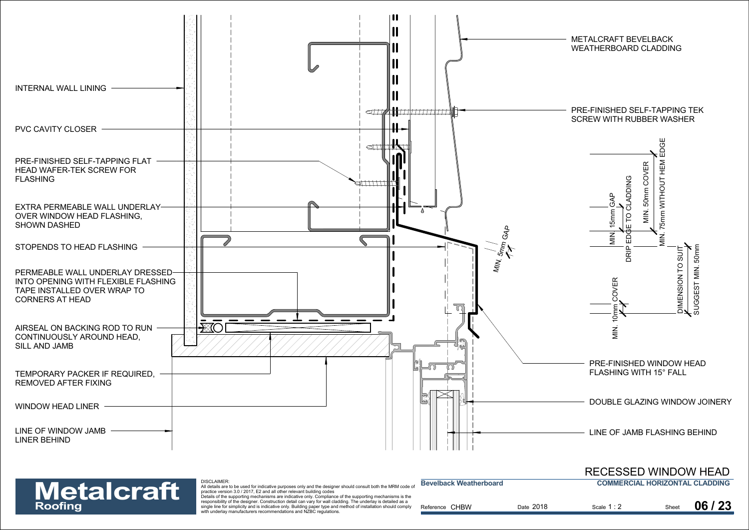INTERNAL WALL LINING

PVC CAVITY CLOSER

PRE-FINISHED SELF-TAPPING FLAT HEAD WAFER-TEK SCREW FOR FLASHING

EXTRA PERMEABLE WALL UNDERLAY OVER WINDOW HEAD FLASHING, SHOWN DASHED

STOPENDS TO HEAD FLASHING

PERMEABLE WALL UNDERLAY DRESSED INTO OPENING WITH FLEXIBLE FLASHING TAPE INSTALLED OVER WRAP TO CORNERS AT HEAD

AIRSEAL ON BACKING ROD TO RUN CONTINUOUSLY AROUND HEAD, SILL AND JAMB

TEMPORARY PACKER IF REQUIRED, REMOVED AFTER FIXING

WINDOW HEAD LINER

LINE OF WINDOW JAMB LINER BEHIND

METALCRAFT BEVELBACK WEATHERBOARD CLADDING

PRE-FINISHED SELF-TAPPING TEK SCREW WITH RUBBER WASHER

MIN. 5mm GAP

MIN. 15mm GAP

DRIP EDGE TO CLADDING

MIN. 50mm COVER

MIN. 75mm WITHOUT HEM EDGE

DIMENSION TO SUIT

SUGGEST MIN. 50mm

MIN. 10mm COVER

PRE-FINISHED WINDOW HEAD FLASHING WITH 15° FALL

DOUBLE GLAZING WINDOW JOINERY

LINE OF JAMB FLASHING BEHIND

# RECESSED WINDOW HEAD

**Metalcraft Roofing**

DISCLAIMER:
All details are to be used for indicative purposes only and the designer should consult both the MRM code of practice version 3.0 / 2017, E2 and all other relevant building codes
Details of the supporting mechanisms are indicative only. Compliance of the supporting mechanisms is the responsibility of the designer. Construction detail can vary for wall cladding. The underlay is detailed as a single line for simplicity and is indicative only. Building paper type and method of installation should comply with underlay manufacturers recommendations and NZBC regulations.

| **Bevelback Weatherboard** | | **COMMERCIAL HORIZONTAL CLADDING** | |
|---|---|---|---|
| Reference CHBW | Date 2018 | Scale 1 : 2 | Sheet **06 / 23** |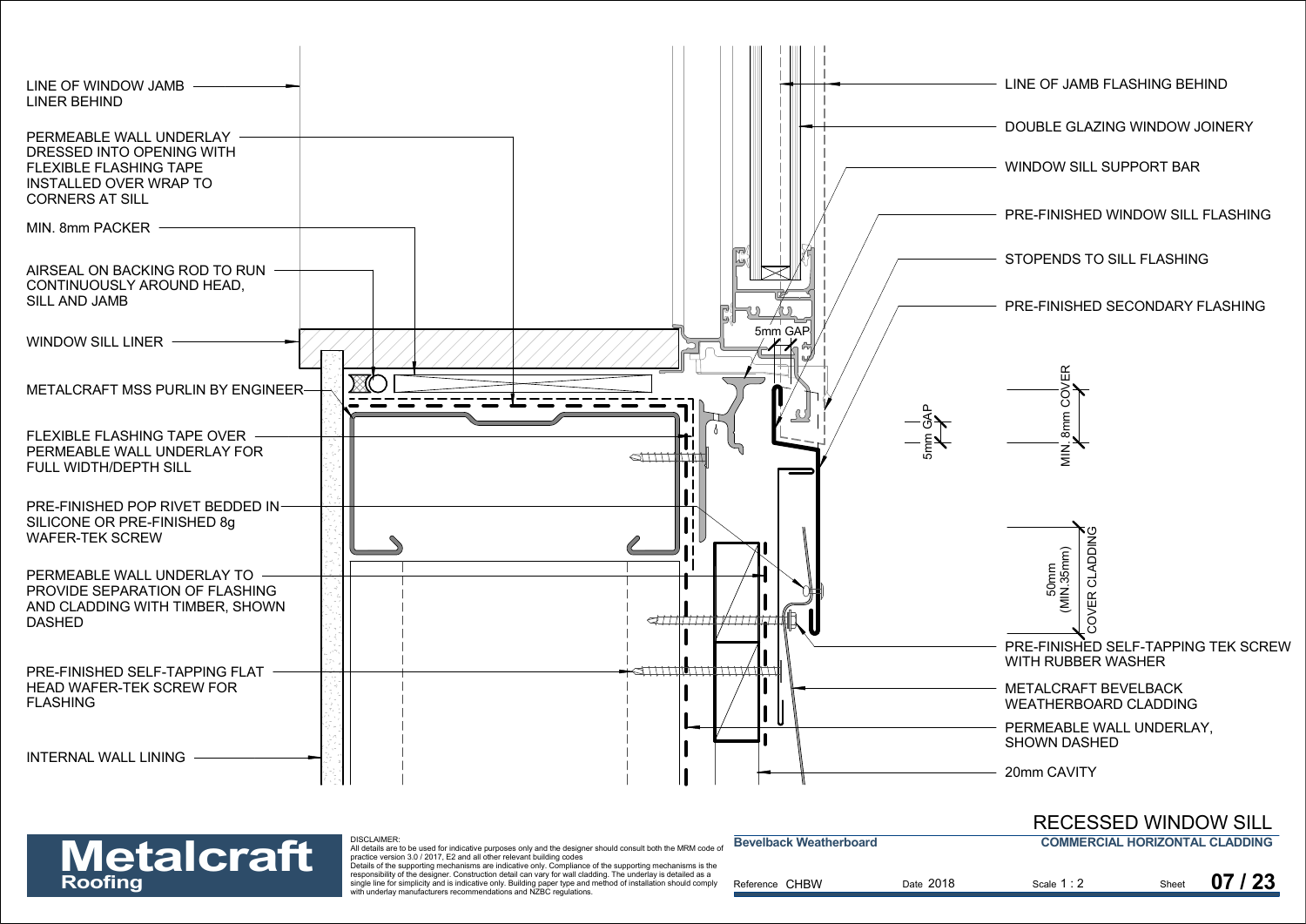LINE OF WINDOW JAMB LINER BEHIND

PERMEABLE WALL UNDERLAY DRESSED INTO OPENING WITH FLEXIBLE FLASHING TAPE INSTALLED OVER WRAP TO CORNERS AT SILL

MIN. 8mm PACKER

AIRSEAL ON BACKING ROD TO RUN CONTINUOUSLY AROUND HEAD, SILL AND JAMB

WINDOW SILL LINER

METALCRAFT MSS PURLIN BY ENGINEER

FLEXIBLE FLASHING TAPE OVER PERMEABLE WALL UNDERLAY FOR FULL WIDTH/DEPTH SILL

PRE-FINISHED POP RIVET BEDDED IN SILICONE OR PRE-FINISHED 8g WAFER-TEK SCREW

PERMEABLE WALL UNDERLAY TO PROVIDE SEPARATION OF FLASHING AND CLADDING WITH TIMBER, SHOWN DASHED

PRE-FINISHED SELF-TAPPING FLAT HEAD WAFER-TEK SCREW FOR FLASHING

INTERNAL WALL LINING

LINE OF JAMB FLASHING BEHIND

DOUBLE GLAZING WINDOW JOINERY

WINDOW SILL SUPPORT BAR

PRE-FINISHED WINDOW SILL FLASHING

STOPENDS TO SILL FLASHING

PRE-FINISHED SECONDARY FLASHING

5mm GAP

5mm GAP

MIN. 8mm COVER

50mm (MIN.35mm) COVER CLADDING

PRE-FINISHED SELF-TAPPING TEK SCREW WITH RUBBER WASHER

METALCRAFT BEVELBACK WEATHERBOARD CLADDING

PERMEABLE WALL UNDERLAY, SHOWN DASHED

20mm CAVITY

# RECESSED WINDOW SILL

**Metalcraft Roofing**

DISCLAIMER:
All details are to be used for indicative purposes only and the designer should consult both the MRM code of practice version 3.0 / 2017, E2 and all other relevant building codes
Details of the supporting mechanisms are indicative only. Compliance of the supporting mechanisms is the responsibility of the designer. Construction detail can vary for wall cladding. The underlay is detailed as a single line for simplicity and is indicative only. Building paper type and method of installation should comply with underlay manufacturers recommendations and NZBC regulations.

**Bevelback Weatherboard** | **COMMERCIAL HORIZONTAL CLADDING**

Reference CHBW | Date 2018 | Scale 1 : 2 | Sheet **07 / 23**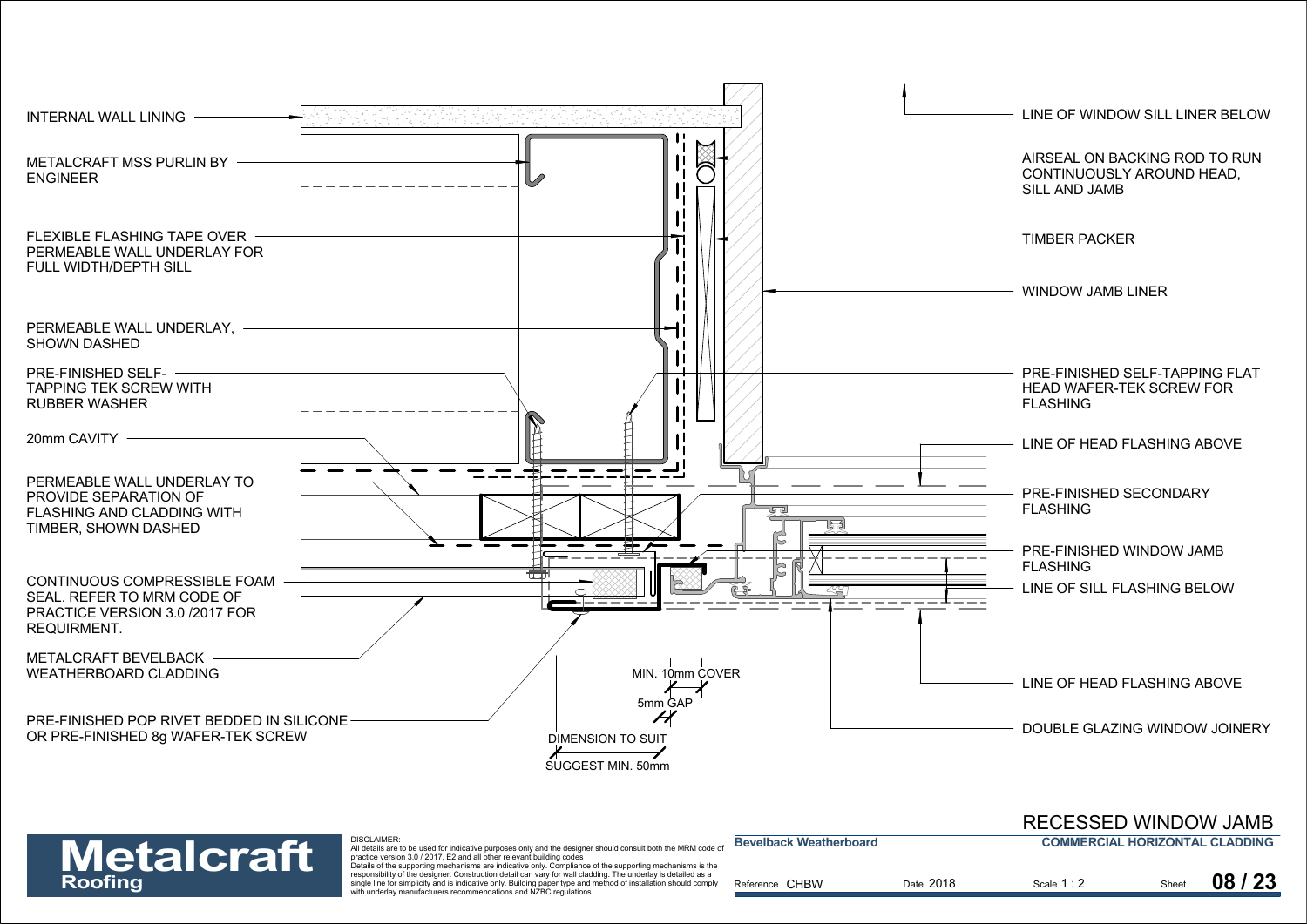INTERNAL WALL LINING

METALCRAFT MSS PURLIN BY ENGINEER

FLEXIBLE FLASHING TAPE OVER PERMEABLE WALL UNDERLAY FOR FULL WIDTH/DEPTH SILL

PERMEABLE WALL UNDERLAY, SHOWN DASHED

PRE-FINISHED SELF-TAPPING TEK SCREW WITH RUBBER WASHER

20mm CAVITY

PERMEABLE WALL UNDERLAY TO PROVIDE SEPARATION OF FLASHING AND CLADDING WITH TIMBER, SHOWN DASHED

CONTINUOUS COMPRESSIBLE FOAM SEAL. REFER TO MRM CODE OF PRACTICE VERSION 3.0 /2017 FOR REQUIRMENT.

METALCRAFT BEVELBACK WEATHERBOARD CLADDING

PRE-FINISHED POP RIVET BEDDED IN SILICONE OR PRE-FINISHED 8g WAFER-TEK SCREW

LINE OF WINDOW SILL LINER BELOW

AIRSEAL ON BACKING ROD TO RUN CONTINUOUSLY AROUND HEAD, SILL AND JAMB

TIMBER PACKER

WINDOW JAMB LINER

PRE-FINISHED SELF-TAPPING FLAT HEAD WAFER-TEK SCREW FOR FLASHING

LINE OF HEAD FLASHING ABOVE

PRE-FINISHED SECONDARY FLASHING

PRE-FINISHED WINDOW JAMB FLASHING

LINE OF SILL FLASHING BELOW

LINE OF HEAD FLASHING ABOVE

DOUBLE GLAZING WINDOW JOINERY

MIN. 10mm COVER

5mm GAP

DIMENSION TO SUIT

SUGGEST MIN. 50mm

# RECESSED WINDOW JAMB

**COMMERCIAL HORIZONTAL CLADDING**

**Bevelback Weatherboard**

**Metalcraft Roofing**

DISCLAIMER:
All details are to be used for indicative purposes only and the designer should consult both the MRM code of practice version 3.0 / 2017, E2 and all other relevant building codes
Details of the supporting mechanisms are indicative only. Compliance of the supporting mechanisms is the responsibility of the designer. Construction detail can vary for wall cladding. The underlay is detailed as a single line for simplicity and is indicative only. Building paper type and method of installation should comply with underlay manufacturers recommendations and NZBC regulations.

| Reference | Date | Scale | Sheet |
|---|---|---|---|
| CHBW | 2018 | 1 : 2 | 08 / 23 |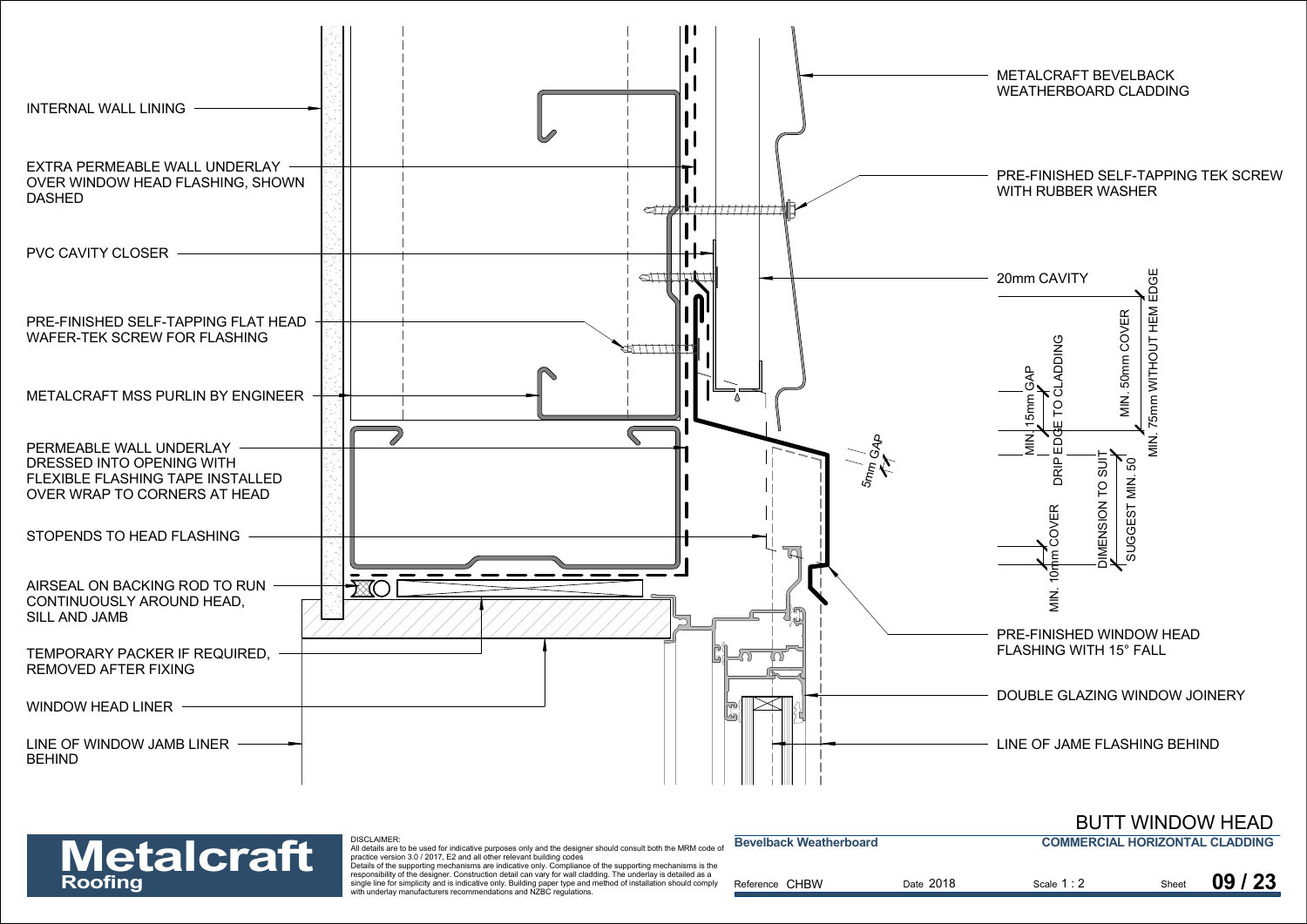INTERNAL WALL LINING

EXTRA PERMEABLE WALL UNDERLAY OVER WINDOW HEAD FLASHING, SHOWN DASHED

PVC CAVITY CLOSER

PRE-FINISHED SELF-TAPPING FLAT HEAD WAFER-TEK SCREW FOR FLASHING

METALCRAFT MSS PURLIN BY ENGINEER

PERMEABLE WALL UNDERLAY DRESSED INTO OPENING WITH FLEXIBLE FLASHING TAPE INSTALLED OVER WRAP TO CORNERS AT HEAD

STOPENDS TO HEAD FLASHING

AIRSEAL ON BACKING ROD TO RUN CONTINUOUSLY AROUND HEAD, SILL AND JAMB

TEMPORARY PACKER IF REQUIRED, REMOVED AFTER FIXING

WINDOW HEAD LINER

LINE OF WINDOW JAMB LINER BEHIND

METALCRAFT BEVELBACK WEATHERBOARD CLADDING

PRE-FINISHED SELF-TAPPING TEK SCREW WITH RUBBER WASHER

20mm CAVITY

MIN. 75mm WITHOUT HEM EDGE

MIN. 50mm COVER

MIN. 15mm GAP

DRIP EDGE TO CLADDING

5mm GAP

DIMENSION TO SUIT SUGGEST MIN. 50

MIN. 10mm COVER

PRE-FINISHED WINDOW HEAD FLASHING WITH 15° FALL

DOUBLE GLAZING WINDOW JOINERY

LINE OF JAME FLASHING BEHIND

# BUTT WINDOW HEAD

**Metalcraft Roofing**

DISCLAIMER:
All details are to be used for indicative purposes only and the designer should consult both the MRM code of practice version 3.0 / 2017, E2 and all other relevant building codes
Details of the supporting mechanisms are indicative only. Compliance of the supporting mechanisms is the responsibility of the designer. Construction detail can vary for wall cladding. The underlay is detailed as a single line for simplicity and is indicative only. Building paper type and method of installation should comply with underlay manufacturers recommendations and NZBC regulations.

**Bevelback Weatherboard** | **COMMERCIAL HORIZONTAL CLADDING**

Reference CHBW | Date 2018 | Scale 1 : 2 | Sheet **09 / 23**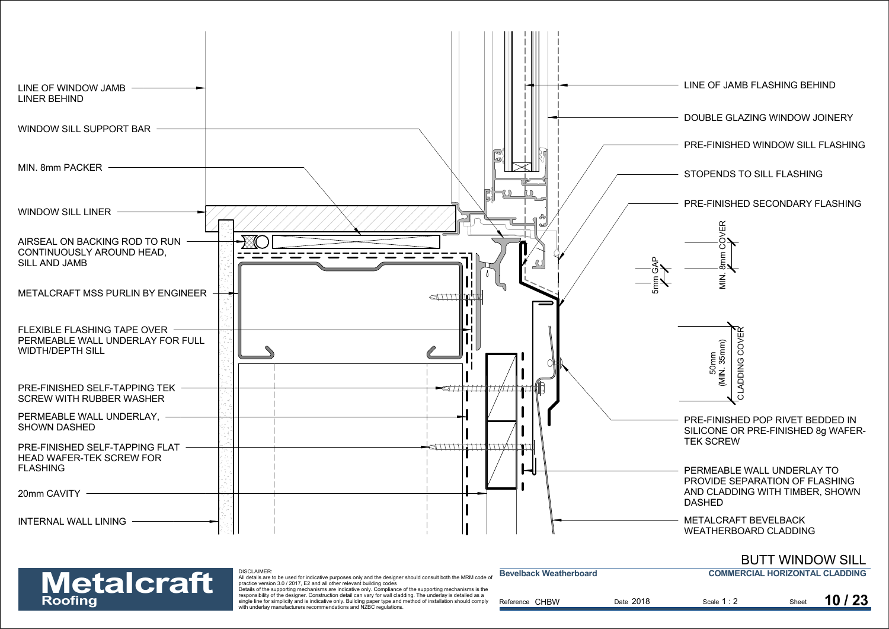LINE OF WINDOW JAMB LINER BEHIND

WINDOW SILL SUPPORT BAR

MIN. 8mm PACKER

WINDOW SILL LINER

AIRSEAL ON BACKING ROD TO RUN CONTINUOUSLY AROUND HEAD, SILL AND JAMB

METALCRAFT MSS PURLIN BY ENGINEER

FLEXIBLE FLASHING TAPE OVER PERMEABLE WALL UNDERLAY FOR FULL WIDTH/DEPTH SILL

PRE-FINISHED SELF-TAPPING TEK SCREW WITH RUBBER WASHER

PERMEABLE WALL UNDERLAY, SHOWN DASHED

PRE-FINISHED SELF-TAPPING FLAT HEAD WAFER-TEK SCREW FOR FLASHING

20mm CAVITY

INTERNAL WALL LINING

LINE OF JAMB FLASHING BEHIND

DOUBLE GLAZING WINDOW JOINERY

PRE-FINISHED WINDOW SILL FLASHING

STOPENDS TO SILL FLASHING

PRE-FINISHED SECONDARY FLASHING

5mm GAP

MIN. 8mm COVER

50mm (MIN. 35mm) CLADDING COVER

PRE-FINISHED POP RIVET BEDDED IN SILICONE OR PRE-FINISHED 8g WAFER-TEK SCREW

PERMEABLE WALL UNDERLAY TO PROVIDE SEPARATION OF FLASHING AND CLADDING WITH TIMBER, SHOWN DASHED

METALCRAFT BEVELBACK WEATHERBOARD CLADDING

# BUTT WINDOW SILL

**Metalcraft Roofing**

DISCLAIMER:
All details are to be used for indicative purposes only and the designer should consult both the MRM code of practice version 3.0 / 2017, E2 and all other relevant building codes
Details of the supporting mechanisms are indicative only. Compliance of the supporting mechanisms is the responsibility of the designer. Construction detail can vary for wall cladding. The underlay is detailed as a single line for simplicity and is indicative only. Building paper type and method of installation should comply with underlay manufacturers recommendations and NZBC regulations.

**Bevelback Weatherboard** | **COMMERCIAL HORIZONTAL CLADDING**

Reference CHBW | Date 2018 | Scale 1 : 2 | Sheet **10 / 23**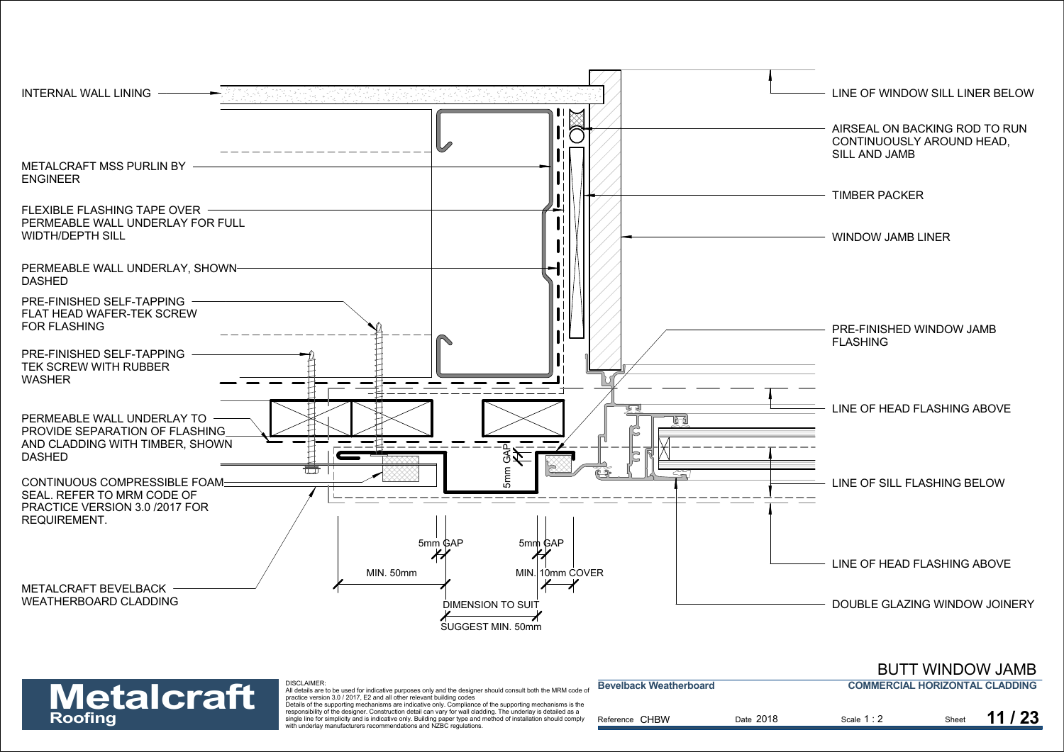INTERNAL WALL LINING

METALCRAFT MSS PURLIN BY ENGINEER

FLEXIBLE FLASHING TAPE OVER PERMEABLE WALL UNDERLAY FOR FULL WIDTH/DEPTH SILL

PERMEABLE WALL UNDERLAY, SHOWN DASHED

PRE-FINISHED SELF-TAPPING FLAT HEAD WAFER-TEK SCREW FOR FLASHING

PRE-FINISHED SELF-TAPPING TEK SCREW WITH RUBBER WASHER

PERMEABLE WALL UNDERLAY TO PROVIDE SEPARATION OF FLASHING AND CLADDING WITH TIMBER, SHOWN DASHED

CONTINUOUS COMPRESSIBLE FOAM SEAL. REFER TO MRM CODE OF PRACTICE VERSION 3.0 /2017 FOR REQUIREMENT.

METALCRAFT BEVELBACK WEATHERBOARD CLADDING

LINE OF WINDOW SILL LINER BELOW

AIRSEAL ON BACKING ROD TO RUN CONTINUOUSLY AROUND HEAD, SILL AND JAMB

TIMBER PACKER

WINDOW JAMB LINER

PRE-FINISHED WINDOW JAMB FLASHING

LINE OF HEAD FLASHING ABOVE

LINE OF SILL FLASHING BELOW

LINE OF HEAD FLASHING ABOVE

DOUBLE GLAZING WINDOW JOINERY

5mm GAP

5mm GAP

5mm GAP

MIN. 50mm

MIN. 10mm COVER

DIMENSION TO SUIT

SUGGEST MIN. 50mm

# BUTT WINDOW JAMB

**Metalcraft Roofing**

DISCLAIMER:
All details are to be used for indicative purposes only and the designer should consult both the MRM code of practice version 3.0 / 2017, E2 and all other relevant building codes
Details of the supporting mechanisms are indicative only. Compliance of the supporting mechanisms is the responsibility of the designer. Construction detail can vary for wall cladding. The underlay is detailed as a single line for simplicity and is indicative only. Building paper type and method of installation should comply with underlay manufacturers recommendations and NZBC regulations.

| Bevelback Weatherboard | | COMMERCIAL HORIZONTAL CLADDING | |
|---|---|---|---|
| Reference CHBW | Date 2018 | Scale 1 : 2 | Sheet 11 / 23 |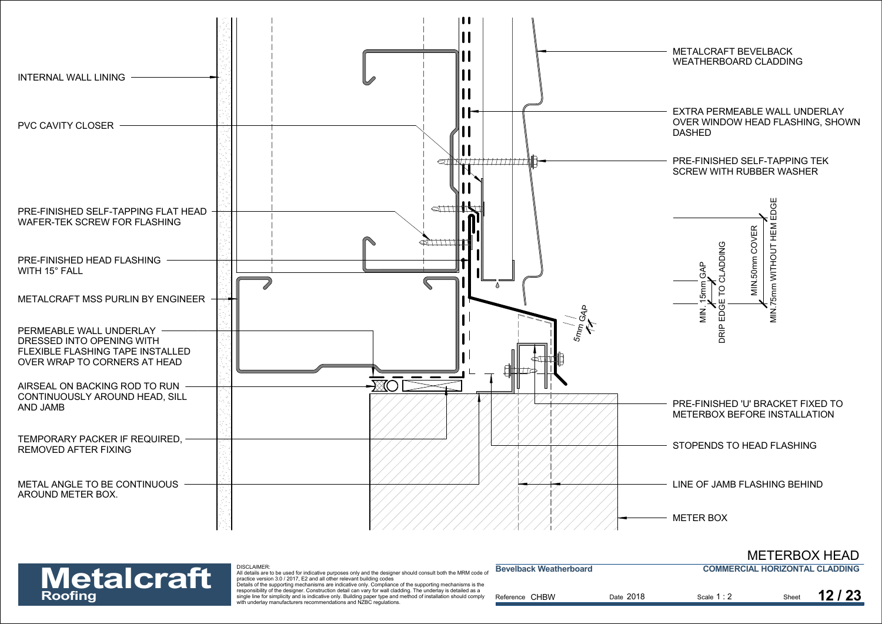INTERNAL WALL LINING

PVC CAVITY CLOSER

PRE-FINISHED SELF-TAPPING FLAT HEAD WAFER-TEK SCREW FOR FLASHING

PRE-FINISHED HEAD FLASHING WITH 15° FALL

METALCRAFT MSS PURLIN BY ENGINEER

PERMEABLE WALL UNDERLAY DRESSED INTO OPENING WITH FLEXIBLE FLASHING TAPE INSTALLED OVER WRAP TO CORNERS AT HEAD

AIRSEAL ON BACKING ROD TO RUN CONTINUOUSLY AROUND HEAD, SILL AND JAMB

TEMPORARY PACKER IF REQUIRED, REMOVED AFTER FIXING

METAL ANGLE TO BE CONTINUOUS AROUND METER BOX.

METALCRAFT BEVELBACK WEATHERBOARD CLADDING

EXTRA PERMEABLE WALL UNDERLAY OVER WINDOW HEAD FLASHING, SHOWN DASHED

PRE-FINISHED SELF-TAPPING TEK SCREW WITH RUBBER WASHER

MIN. 15mm GAP

DRIP EDGE TO CLADDING

MIN.50mm COVER

MIN.75mm WITHOUT HEM EDGE

5mm GAP

PRE-FINISHED 'U' BRACKET FIXED TO METERBOX BEFORE INSTALLATION

STOPENDS TO HEAD FLASHING

LINE OF JAMB FLASHING BEHIND

METER BOX

# METERBOX HEAD

**Metalcraft Roofing**

DISCLAIMER:
All details are to be used for indicative purposes only and the designer should consult both the MRM code of practice version 3.0 / 2017, E2 and all other relevant building codes
Details of the supporting mechanisms are indicative only. Compliance of the supporting mechanisms is the responsibility of the designer. Construction detail can vary for wall cladding. The underlay is detailed as a single line for simplicity and is indicative only. Building paper type and method of installation should comply with underlay manufacturers recommendations and NZBC regulations.

**Bevelback Weatherboard** | **COMMERCIAL HORIZONTAL CLADDING**

Reference CHBW | Date 2018 | Scale 1 : 2 | Sheet **12 / 23**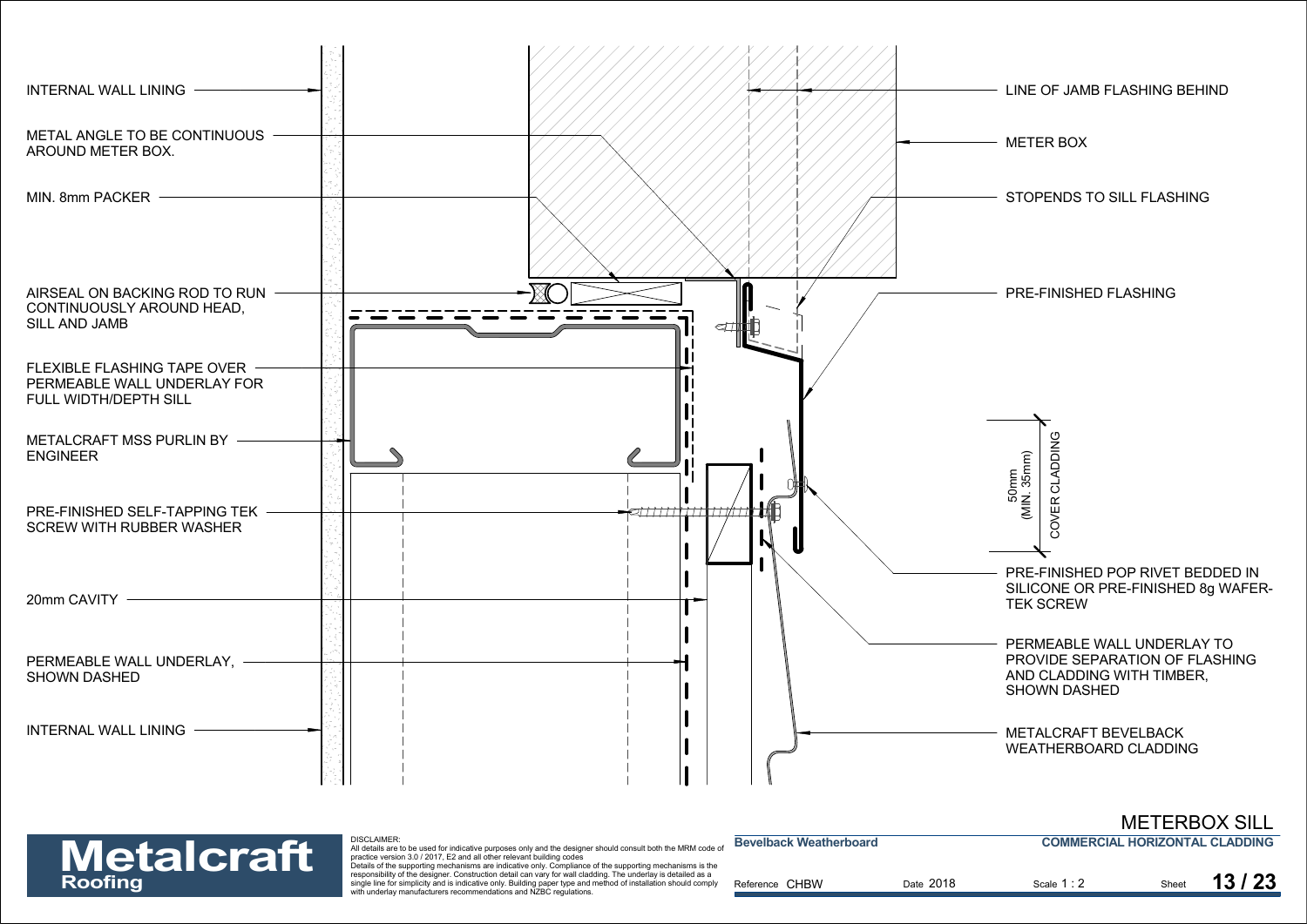INTERNAL WALL LINING

METAL ANGLE TO BE CONTINUOUS AROUND METER BOX.

MIN. 8mm PACKER

AIRSEAL ON BACKING ROD TO RUN CONTINUOUSLY AROUND HEAD, SILL AND JAMB

FLEXIBLE FLASHING TAPE OVER PERMEABLE WALL UNDERLAY FOR FULL WIDTH/DEPTH SILL

METALCRAFT MSS PURLIN BY ENGINEER

PRE-FINISHED SELF-TAPPING TEK SCREW WITH RUBBER WASHER

20mm CAVITY

PERMEABLE WALL UNDERLAY, SHOWN DASHED

INTERNAL WALL LINING

LINE OF JAMB FLASHING BEHIND

METER BOX

STOPENDS TO SILL FLASHING

PRE-FINISHED FLASHING

50mm (MIN. 35mm) COVER CLADDING

PRE-FINISHED POP RIVET BEDDED IN SILICONE OR PRE-FINISHED 8g WAFER-TEK SCREW

PERMEABLE WALL UNDERLAY TO PROVIDE SEPARATION OF FLASHING AND CLADDING WITH TIMBER, SHOWN DASHED

METALCRAFT BEVELBACK WEATHERBOARD CLADDING

# METERBOX SILL

**Metalcraft Roofing**

DISCLAIMER:
All details are to be used for indicative purposes only and the designer should consult both the MRM code of practice version 3.0 / 2017, E2 and all other relevant building codes
Details of the supporting mechanisms are indicative only. Compliance of the supporting mechanisms is the responsibility of the designer. Construction detail can vary for wall cladding. The underlay is detailed as a single line for simplicity and is indicative only. Building paper type and method of installation should comply with underlay manufacturers recommendations and NZBC regulations.

**Bevelback Weatherboard** | **COMMERCIAL HORIZONTAL CLADDING**

Reference CHBW | Date 2018 | Scale 1 : 2 | Sheet **13 / 23**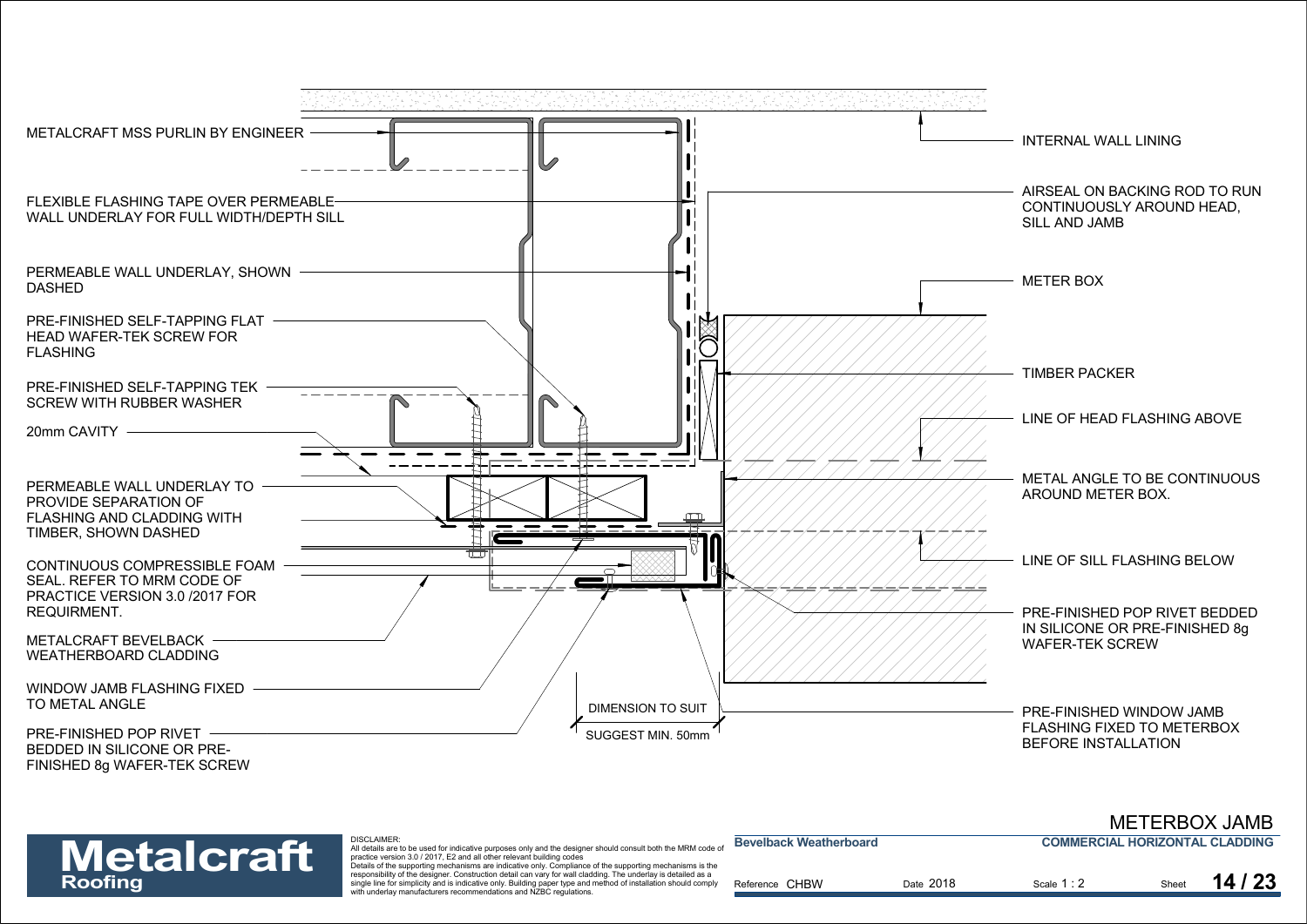METALCRAFT MSS PURLIN BY ENGINEER

FLEXIBLE FLASHING TAPE OVER PERMEABLE WALL UNDERLAY FOR FULL WIDTH/DEPTH SILL

PERMEABLE WALL UNDERLAY, SHOWN DASHED

PRE-FINISHED SELF-TAPPING FLAT HEAD WAFER-TEK SCREW FOR FLASHING

PRE-FINISHED SELF-TAPPING TEK SCREW WITH RUBBER WASHER

20mm CAVITY

PERMEABLE WALL UNDERLAY TO PROVIDE SEPARATION OF FLASHING AND CLADDING WITH TIMBER, SHOWN DASHED

CONTINUOUS COMPRESSIBLE FOAM SEAL. REFER TO MRM CODE OF PRACTICE VERSION 3.0 /2017 FOR REQUIRMENT.

METALCRAFT BEVELBACK WEATHERBOARD CLADDING

WINDOW JAMB FLASHING FIXED TO METAL ANGLE

PRE-FINISHED POP RIVET BEDDED IN SILICONE OR PRE-FINISHED 8g WAFER-TEK SCREW

INTERNAL WALL LINING

AIRSEAL ON BACKING ROD TO RUN CONTINUOUSLY AROUND HEAD, SILL AND JAMB

METER BOX

TIMBER PACKER

LINE OF HEAD FLASHING ABOVE

METAL ANGLE TO BE CONTINUOUS AROUND METER BOX.

LINE OF SILL FLASHING BELOW

PRE-FINISHED POP RIVET BEDDED IN SILICONE OR PRE-FINISHED 8g WAFER-TEK SCREW

PRE-FINISHED WINDOW JAMB FLASHING FIXED TO METERBOX BEFORE INSTALLATION

DIMENSION TO SUIT

SUGGEST MIN. 50mm

# METERBOX JAMB

**Metalcraft Roofing**

DISCLAIMER:
All details are to be used for indicative purposes only and the designer should consult both the MRM code of practice version 3.0 / 2017, E2 and all other relevant building codes
Details of the supporting mechanisms are indicative only. Compliance of the supporting mechanisms is the responsibility of the designer. Construction detail can vary for wall cladding. The underlay is detailed as a single line for simplicity and is indicative only. Building paper type and method of installation should comply with underlay manufacturers recommendations and NZBC regulations.

**Bevelback Weatherboard** — **COMMERCIAL HORIZONTAL CLADDING**

Reference CHBW | Date 2018 | Scale 1 : 2 | Sheet **14 / 23**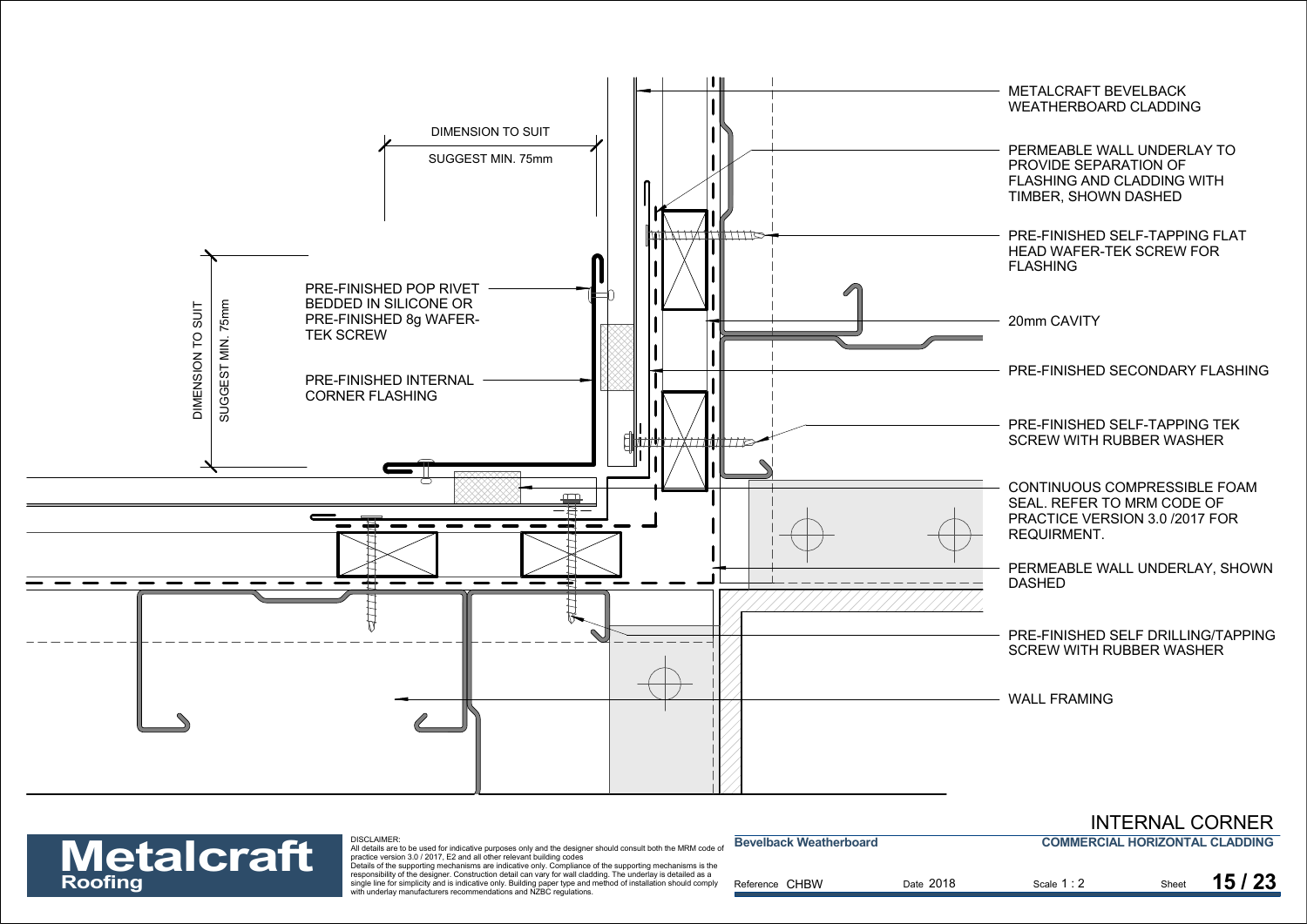DIMENSION TO SUIT

SUGGEST MIN. 75mm

DIMENSION TO SUIT

SUGGEST MIN. 75mm

PRE-FINISHED POP RIVET BEDDED IN SILICONE OR PRE-FINISHED 8g WAFER-TEK SCREW

PRE-FINISHED INTERNAL CORNER FLASHING

METALCRAFT BEVELBACK WEATHERBOARD CLADDING

PERMEABLE WALL UNDERLAY TO PROVIDE SEPARATION OF FLASHING AND CLADDING WITH TIMBER, SHOWN DASHED

PRE-FINISHED SELF-TAPPING FLAT HEAD WAFER-TEK SCREW FOR FLASHING

20mm CAVITY

PRE-FINISHED SECONDARY FLASHING

PRE-FINISHED SELF-TAPPING TEK SCREW WITH RUBBER WASHER

CONTINUOUS COMPRESSIBLE FOAM SEAL. REFER TO MRM CODE OF PRACTICE VERSION 3.0 /2017 FOR REQUIRMENT.

PERMEABLE WALL UNDERLAY, SHOWN DASHED

PRE-FINISHED SELF DRILLING/TAPPING SCREW WITH RUBBER WASHER

WALL FRAMING

# INTERNAL CORNER

**Metalcraft Roofing**

DISCLAIMER:
All details are to be used for indicative purposes only and the designer should consult both the MRM code of practice version 3.0 / 2017, E2 and all other relevant building codes
Details of the supporting mechanisms are indicative only. Compliance of the supporting mechanisms is the responsibility of the designer. Construction detail can vary for wall cladding. The underlay is detailed as a single line for simplicity and is indicative only. Building paper type and method of installation should comply with underlay manufacturers recommendations and NZBC regulations.

| **Bevelback Weatherboard** | | **COMMERCIAL HORIZONTAL CLADDING** | |
|---|---|---|---|
| Reference CHBW | Date 2018 | Scale 1 : 2 | Sheet **15 / 23** |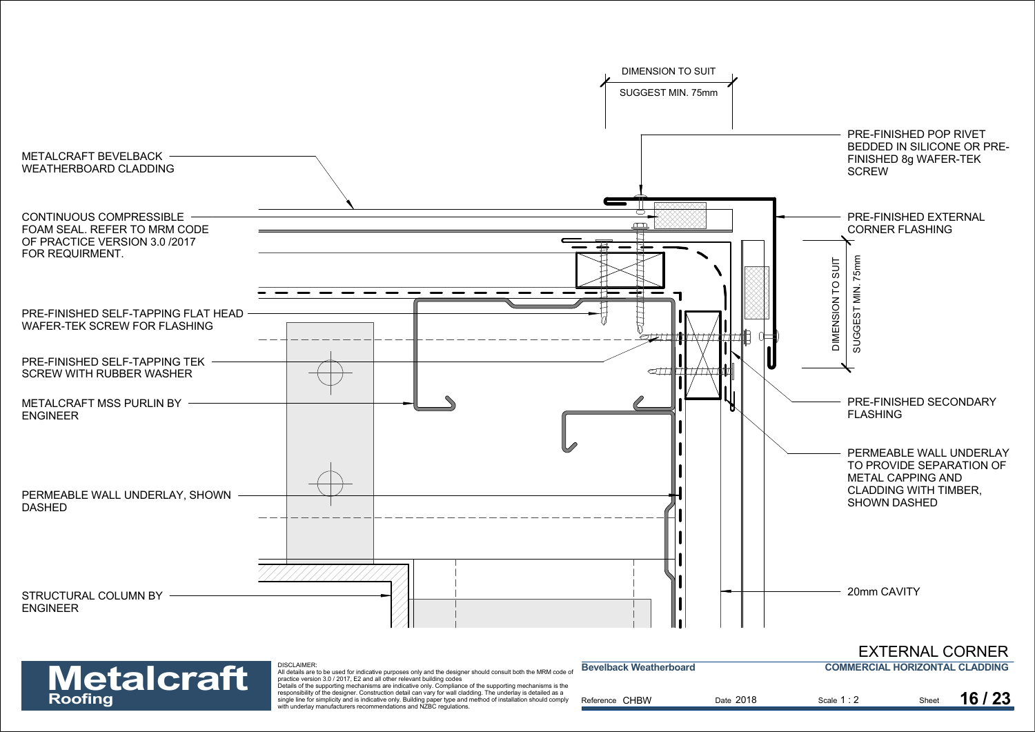DIMENSION TO SUIT

SUGGEST MIN. 75mm

METALCRAFT BEVELBACK WEATHERBOARD CLADDING

CONTINUOUS COMPRESSIBLE FOAM SEAL. REFER TO MRM CODE OF PRACTICE VERSION 3.0 /2017 FOR REQUIRMENT.

PRE-FINISHED SELF-TAPPING FLAT HEAD WAFER-TEK SCREW FOR FLASHING

PRE-FINISHED SELF-TAPPING TEK SCREW WITH RUBBER WASHER

METALCRAFT MSS PURLIN BY ENGINEER

PERMEABLE WALL UNDERLAY, SHOWN DASHED

STRUCTURAL COLUMN BY ENGINEER

PRE-FINISHED POP RIVET BEDDED IN SILICONE OR PRE-FINISHED 8g WAFER-TEK SCREW

PRE-FINISHED EXTERNAL CORNER FLASHING

DIMENSION TO SUIT

SUGGEST MIN. 75mm

PRE-FINISHED SECONDARY FLASHING

PERMEABLE WALL UNDERLAY TO PROVIDE SEPARATION OF METAL CAPPING AND CLADDING WITH TIMBER, SHOWN DASHED

20mm CAVITY

# EXTERNAL CORNER

**Metalcraft Roofing**

DISCLAIMER:
All details are to be used for indicative purposes only and the designer should consult both the MRM code of practice version 3.0 / 2017, E2 and all other relevant building codes
Details of the supporting mechanisms are indicative only. Compliance of the supporting mechanisms is the responsibility of the designer. Construction detail can vary for wall cladding. The underlay is detailed as a single line for simplicity and is indicative only. Building paper type and method of installation should comply with underlay manufacturers recommendations and NZBC regulations.

**Bevelback Weatherboard** | **COMMERCIAL HORIZONTAL CLADDING**

Reference CHBW | Date 2018 | Scale 1 : 2 | Sheet **16 / 23**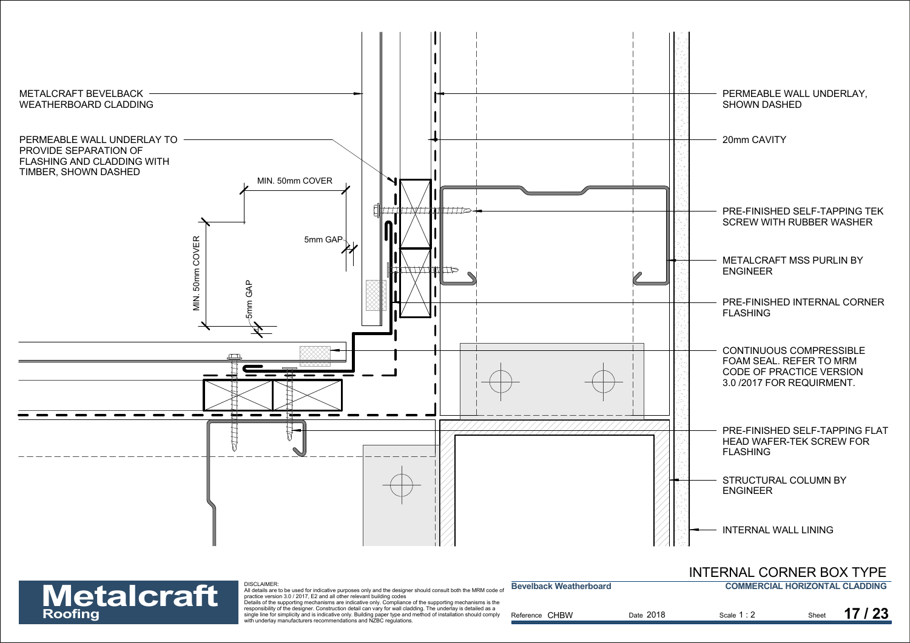METALCRAFT BEVELBACK WEATHERBOARD CLADDING

PERMEABLE WALL UNDERLAY TO PROVIDE SEPARATION OF FLASHING AND CLADDING WITH TIMBER, SHOWN DASHED

MIN. 50mm COVER

5mm GAP

MIN. 50mm COVER

5mm GAP

PERMEABLE WALL UNDERLAY, SHOWN DASHED

20mm CAVITY

PRE-FINISHED SELF-TAPPING TEK SCREW WITH RUBBER WASHER

METALCRAFT MSS PURLIN BY ENGINEER

PRE-FINISHED INTERNAL CORNER FLASHING

CONTINUOUS COMPRESSIBLE FOAM SEAL. REFER TO MRM CODE OF PRACTICE VERSION 3.0 /2017 FOR REQUIRMENT.

PRE-FINISHED SELF-TAPPING FLAT HEAD WAFER-TEK SCREW FOR FLASHING

STRUCTURAL COLUMN BY ENGINEER

INTERNAL WALL LINING

# INTERNAL CORNER BOX TYPE

**Metalcraft Roofing**

DISCLAIMER:
All details are to be used for indicative purposes only and the designer should consult both the MRM code of practice version 3.0 / 2017, E2 and all other relevant building codes
Details of the supporting mechanisms are indicative only. Compliance of the supporting mechanisms is the responsibility of the designer. Construction detail can vary for wall cladding. The underlay is detailed as a single line for simplicity and is indicative only. Building paper type and method of installation should comply with underlay manufacturers recommendations and NZBC regulations.

**Bevelback Weatherboard** | **COMMERCIAL HORIZONTAL CLADDING**

Reference CHBW | Date 2018 | Scale 1 : 2 | Sheet **17 / 23**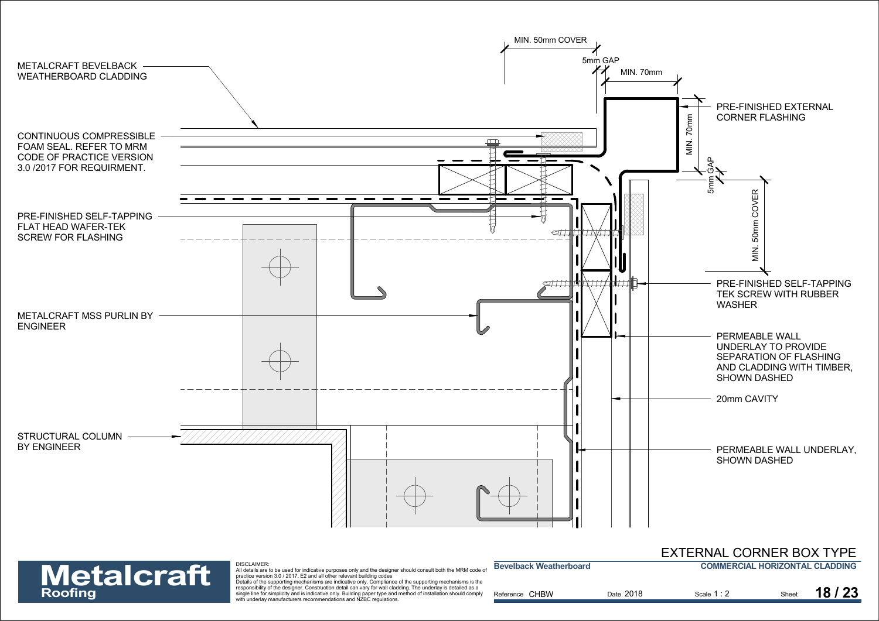METALCRAFT BEVELBACK WEATHERBOARD CLADDING

CONTINUOUS COMPRESSIBLE FOAM SEAL. REFER TO MRM CODE OF PRACTICE VERSION 3.0 /2017 FOR REQUIRMENT.

PRE-FINISHED SELF-TAPPING FLAT HEAD WAFER-TEK SCREW FOR FLASHING

METALCRAFT MSS PURLIN BY ENGINEER

STRUCTURAL COLUMN BY ENGINEER

MIN. 50mm COVER

5mm GAP

MIN. 70mm

PRE-FINISHED EXTERNAL CORNER FLASHING

MIN. 70mm

5mm GAP

MIN. 50mm COVER

PRE-FINISHED SELF-TAPPING TEK SCREW WITH RUBBER WASHER

PERMEABLE WALL UNDERLAY TO PROVIDE SEPARATION OF FLASHING AND CLADDING WITH TIMBER, SHOWN DASHED

20mm CAVITY

PERMEABLE WALL UNDERLAY, SHOWN DASHED

# EXTERNAL CORNER BOX TYPE

**Metalcraft Roofing**

DISCLAIMER:
All details are to be used for indicative purposes only and the designer should consult both the MRM code of practice version 3.0 / 2017, E2 and all other relevant building codes
Details of the supporting mechanisms are indicative only. Compliance of the supporting mechanisms is the responsibility of the designer. Construction detail can vary for wall cladding. The underlay is detailed as a single line for simplicity and is indicative only. Building paper type and method of installation should comply with underlay manufacturers recommendations and NZBC regulations.

**Bevelback Weatherboard** | **COMMERCIAL HORIZONTAL CLADDING**

Reference CHBW | Date 2018 | Scale 1 : 2 | Sheet **18 / 23**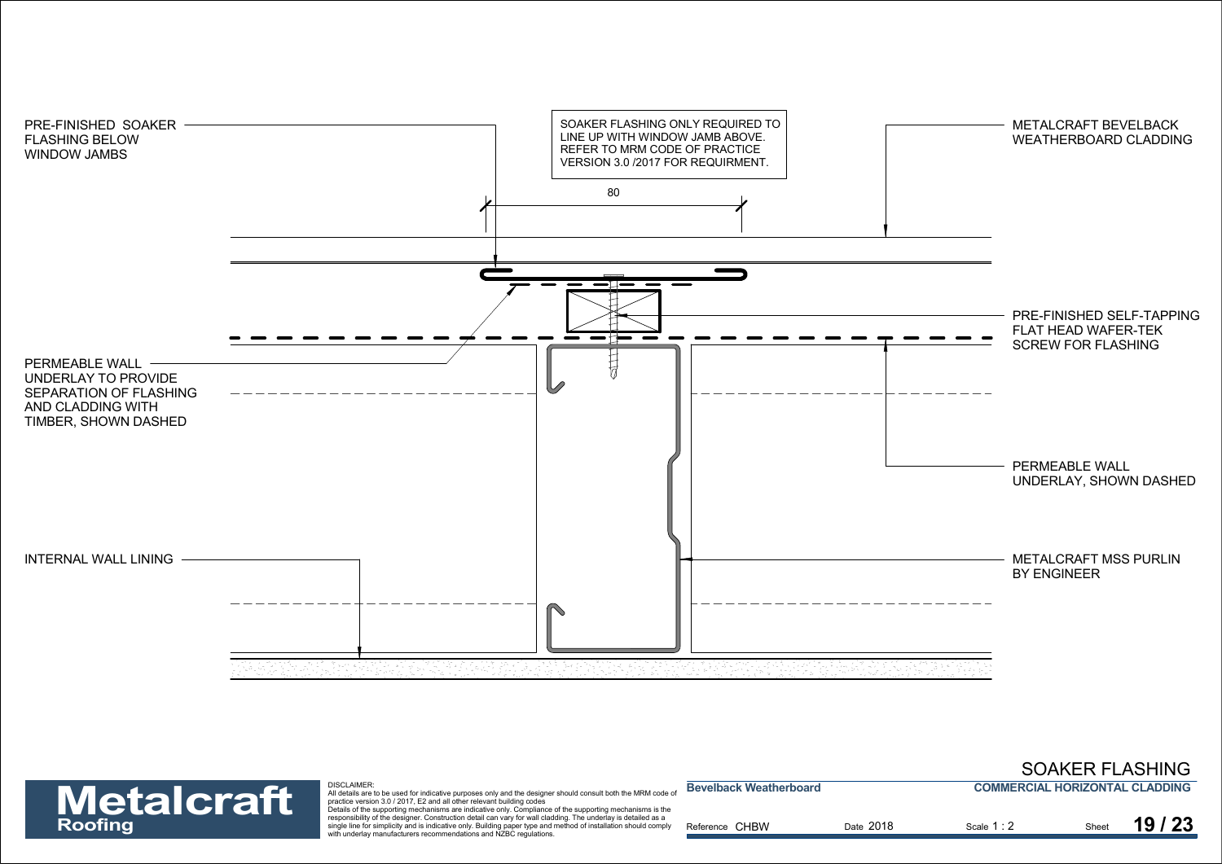PRE-FINISHED SOAKER FLASHING BELOW WINDOW JAMBS

SOAKER FLASHING ONLY REQUIRED TO LINE UP WITH WINDOW JAMB ABOVE. REFER TO MRM CODE OF PRACTICE VERSION 3.0 /2017 FOR REQUIRMENT.

METALCRAFT BEVELBACK WEATHERBOARD CLADDING

80

PRE-FINISHED SELF-TAPPING FLAT HEAD WAFER-TEK SCREW FOR FLASHING

PERMEABLE WALL UNDERLAY TO PROVIDE SEPARATION OF FLASHING AND CLADDING WITH TIMBER, SHOWN DASHED

PERMEABLE WALL UNDERLAY, SHOWN DASHED

INTERNAL WALL LINING

METALCRAFT MSS PURLIN BY ENGINEER

# SOAKER FLASHING

**Metalcraft Roofing**

DISCLAIMER:
All details are to be used for indicative purposes only and the designer should consult both the MRM code of practice version 3.0 / 2017, E2 and all other relevant building codes
Details of the supporting mechanisms are indicative only. Compliance of the supporting mechanisms is the responsibility of the designer. Construction detail can vary for wall cladding. The underlay is detailed as a single line for simplicity and is indicative only. Building paper type and method of installation should comply with underlay manufacturers recommendations and NZBC regulations.

**Bevelback Weatherboard** | **COMMERCIAL HORIZONTAL CLADDING**

Reference CHBW | Date 2018 | Scale 1 : 2 | Sheet **19 / 23**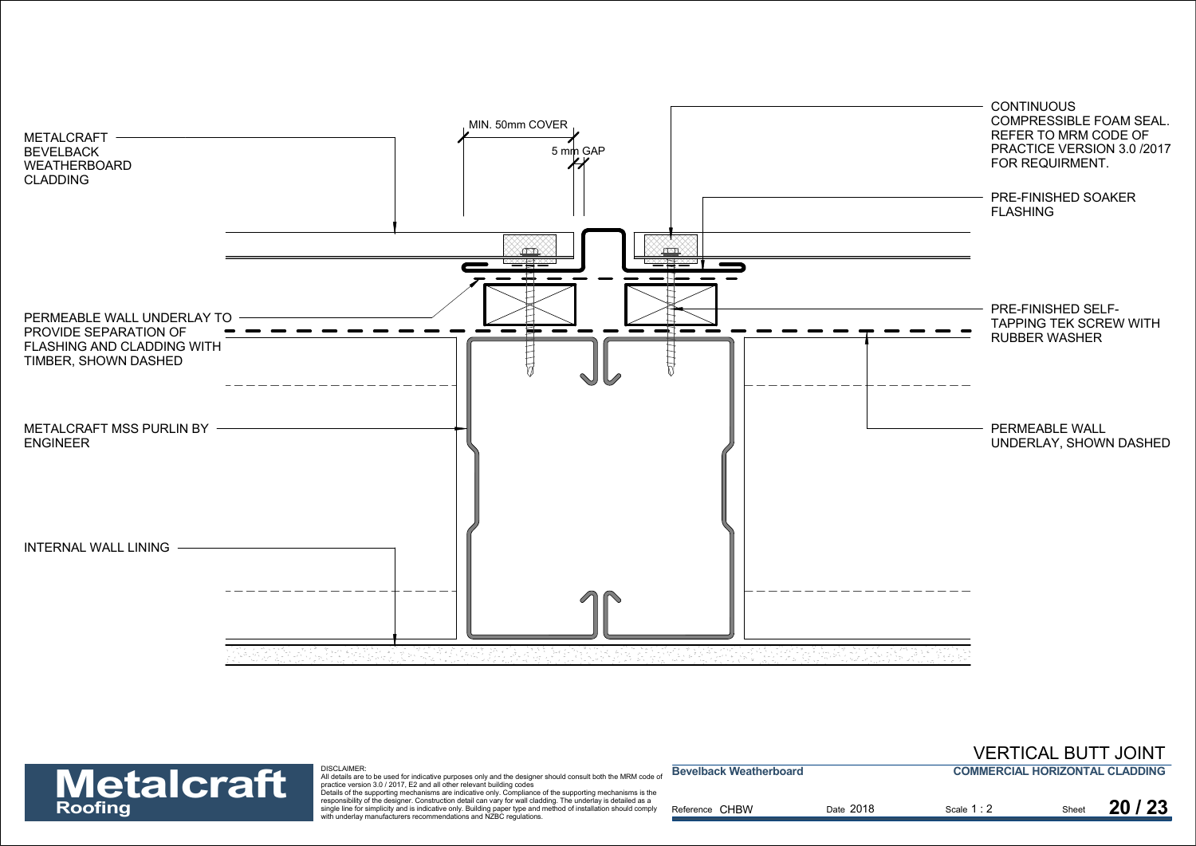METALCRAFT BEVELBACK WEATHERBOARD CLADDING

MIN. 50mm COVER

5 mm GAP

CONTINUOUS COMPRESSIBLE FOAM SEAL. REFER TO MRM CODE OF PRACTICE VERSION 3.0 /2017 FOR REQUIRMENT.

PRE-FINISHED SOAKER FLASHING

PERMEABLE WALL UNDERLAY TO PROVIDE SEPARATION OF FLASHING AND CLADDING WITH TIMBER, SHOWN DASHED

PRE-FINISHED SELF-TAPPING TEK SCREW WITH RUBBER WASHER

METALCRAFT MSS PURLIN BY ENGINEER

PERMEABLE WALL UNDERLAY, SHOWN DASHED

INTERNAL WALL LINING

# VERTICAL BUTT JOINT

**Metalcraft Roofing**

DISCLAIMER:
All details are to be used for indicative purposes only and the designer should consult both the MRM code of practice version 3.0 / 2017, E2 and all other relevant building codes
Details of the supporting mechanisms are indicative only. Compliance of the supporting mechanisms is the responsibility of the designer. Construction detail can vary for wall cladding. The underlay is detailed as a single line for simplicity and is indicative only. Building paper type and method of installation should comply with underlay manufacturers recommendations and NZBC regulations.

**Bevelback Weatherboard**

**COMMERCIAL HORIZONTAL CLADDING**

Reference CHBW | Date 2018 | Scale 1 : 2 | Sheet **20 / 23**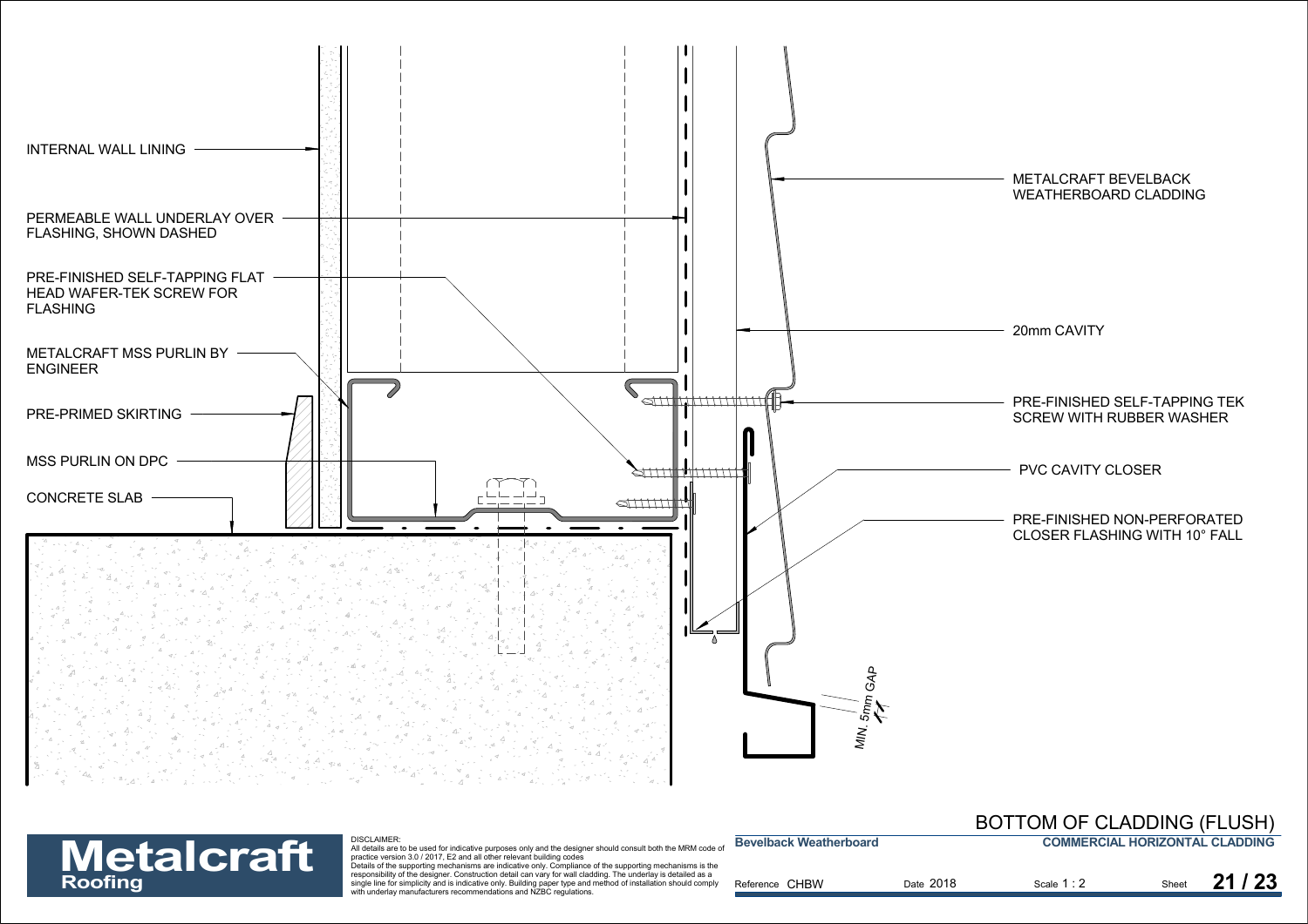INTERNAL WALL LINING

PERMEABLE WALL UNDERLAY OVER FLASHING, SHOWN DASHED

PRE-FINISHED SELF-TAPPING FLAT HEAD WAFER-TEK SCREW FOR FLASHING

METALCRAFT MSS PURLIN BY ENGINEER

PRE-PRIMED SKIRTING

MSS PURLIN ON DPC

CONCRETE SLAB

METALCRAFT BEVELBACK WEATHERBOARD CLADDING

20mm CAVITY

PRE-FINISHED SELF-TAPPING TEK SCREW WITH RUBBER WASHER

PVC CAVITY CLOSER

PRE-FINISHED NON-PERFORATED CLOSER FLASHING WITH 10° FALL

MIN. 5mm GAP

# BOTTOM OF CLADDING (FLUSH)

**Metalcraft Roofing**

DISCLAIMER:
All details are to be used for indicative purposes only and the designer should consult both the MRM code of practice version 3.0 / 2017, E2 and all other relevant building codes
Details of the supporting mechanisms are indicative only. Compliance of the supporting mechanisms is the responsibility of the designer. Construction detail can vary for wall cladding. The underlay is detailed as a single line for simplicity and is indicative only. Building paper type and method of installation should comply with underlay manufacturers recommendations and NZBC regulations.

**Bevelback Weatherboard** | **COMMERCIAL HORIZONTAL CLADDING**

Reference CHBW | Date 2018 | Scale 1 : 2 | Sheet **21 / 23**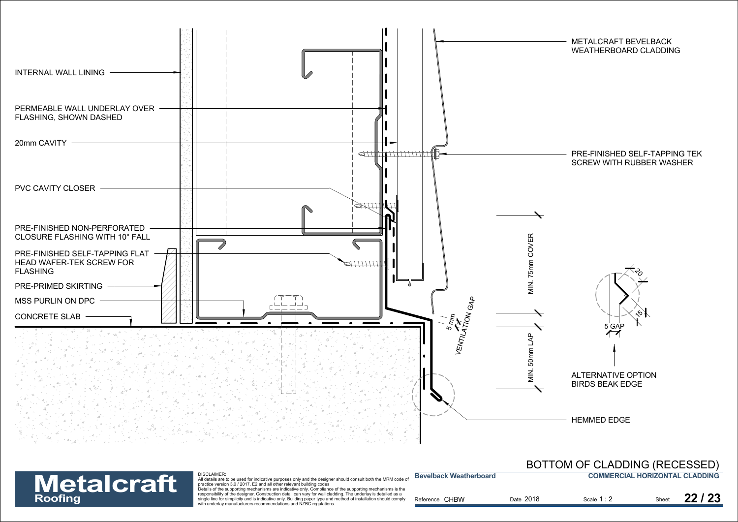# BOTTOM OF CLADDING (RECESSED)

INTERNAL WALL LINING

PERMEABLE WALL UNDERLAY OVER FLASHING, SHOWN DASHED

20mm CAVITY

PVC CAVITY CLOSER

PRE-FINISHED NON-PERFORATED CLOSURE FLASHING WITH 10° FALL

PRE-FINISHED SELF-TAPPING FLAT HEAD WAFER-TEK SCREW FOR FLASHING

PRE-PRIMED SKIRTING

MSS PURLIN ON DPC

CONCRETE SLAB

METALCRAFT BEVELBACK WEATHERBOARD CLADDING

PRE-FINISHED SELF-TAPPING TEK SCREW WITH RUBBER WASHER

5 mm VENTILATION GAP

MIN. 75mm COVER

MIN. 50mm LAP

20

15

5 GAP

ALTERNATIVE OPTION BIRDS BEAK EDGE

HEMMED EDGE

**Metalcraft Roofing**

DISCLAIMER:
All details are to be used for indicative purposes only and the designer should consult both the MRM code of practice version 3.0 / 2017, E2 and all other relevant building codes
Details of the supporting mechanisms are indicative only. Compliance of the supporting mechanisms is the responsibility of the designer. Construction detail can vary for wall cladding. The underlay is detailed as a single line for simplicity and is indicative only. Building paper type and method of installation should comply with underlay manufacturers recommendations and NZBC regulations.

| **Bevelback Weatherboard** | | | **COMMERCIAL HORIZONTAL CLADDING** |
|---|---|---|---|
| Reference CHBW | Date 2018 | Scale 1 : 2 | Sheet **22 / 23** |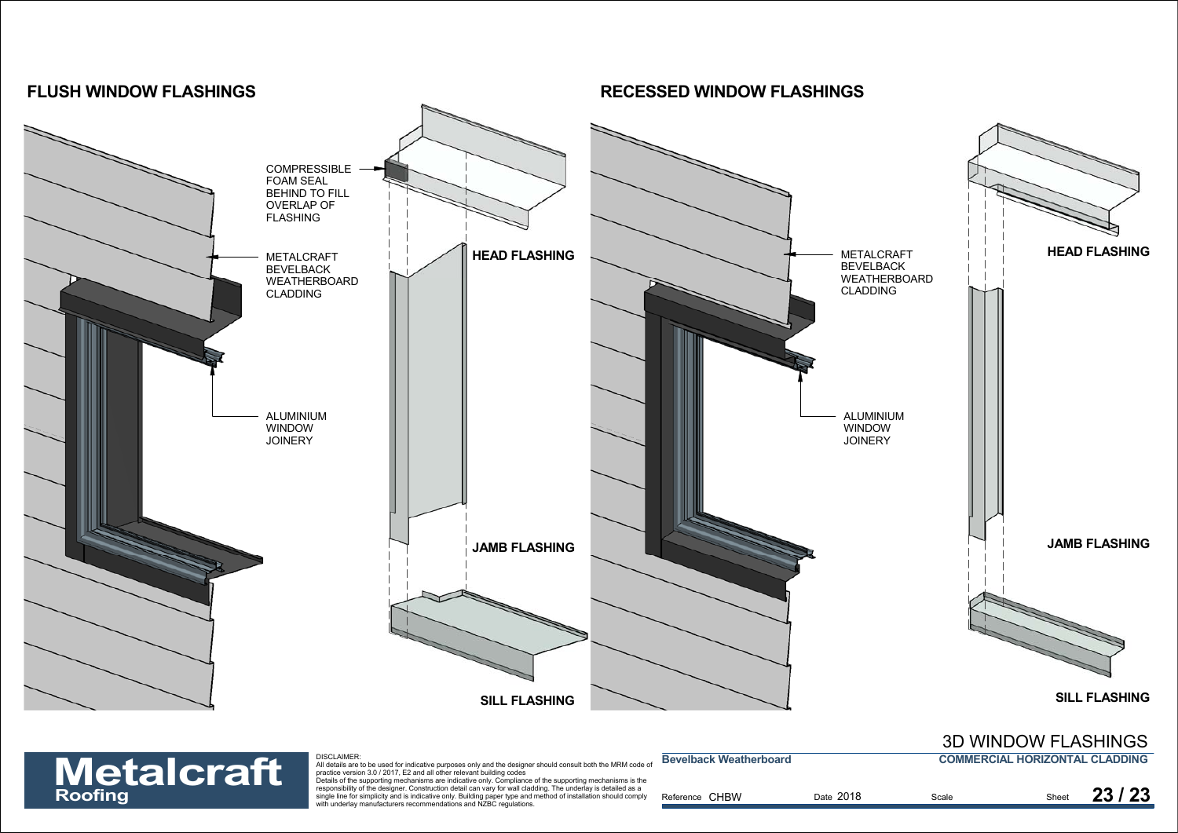## FLUSH WINDOW FLASHINGS

COMPRESSIBLE FOAM SEAL BEHIND TO FILL OVERLAP OF FLASHING

METALCRAFT BEVELBACK WEATHERBOARD CLADDING

ALUMINIUM WINDOW JOINERY

**HEAD FLASHING**

**JAMB FLASHING**

**SILL FLASHING**

## RECESSED WINDOW FLASHINGS

METALCRAFT BEVELBACK WEATHERBOARD CLADDING

ALUMINIUM WINDOW JOINERY

**HEAD FLASHING**

**JAMB FLASHING**

**SILL FLASHING**

Metalcraft Roofing

DISCLAIMER:
All details are to be used for indicative purposes only and the designer should consult both the MRM code of practice version 3.0 / 2017, E2 and all other relevant building codes
Details of the supporting mechanisms are indicative only. Compliance of the supporting mechanisms is the responsibility of the designer. Construction detail can vary for wall cladding. The underlay is detailed as a single line for simplicity and is indicative only. Building paper type and method of installation should comply with underlay manufacturers recommendations and NZBC regulations.

3D WINDOW FLASHINGS

**Bevelback Weatherboard** | **COMMERCIAL HORIZONTAL CLADDING**

Reference CHBW | Date 2018 | Scale | Sheet **23 / 23**